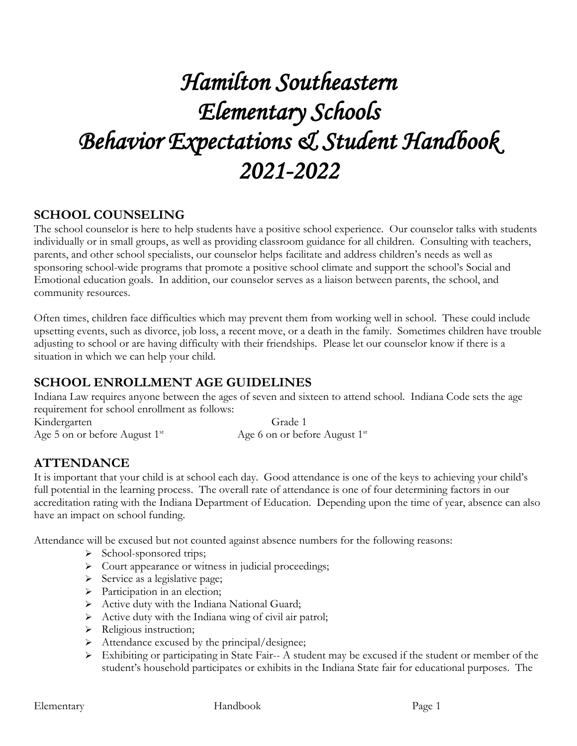# *Hamilton Southeastern Elementary Schools Behavior Expectations & Student Handbook 2021-2022*

## SCHOOL COUNSELING

The school counselor is here to help students have a positive school experience. Our counselor talks with students individually or in small groups, as well as providing classroom guidance for all children. Consulting with teachers, parents, and other school specialists, our counselor helps facilitate and address children's needs as well as sponsoring school-wide programs that promote a positive school climate and support the school's Social and Emotional education goals. In addition, our counselor serves as a liaison between parents, the school, and community resources.

Often times, children face difficulties which may prevent them from working well in school. These could include upsetting events, such as divorce, job loss, a recent move, or a death in the family. Sometimes children have trouble adjusting to school or are having difficulty with their friendships. Please let our counselor know if there is a situation in which we can help your child.

## SCHOOL ENROLLMENT AGE GUIDELINES

Indiana Law requires anyone between the ages of seven and sixteen to attend school. Indiana Code sets the age requirement for school enrollment as follows:

| Kindergarten | Grade 1 |
| --- | --- |
| Age 5 on or before August 1st | Age 6 on or before August 1st |

## ATTENDANCE

It is important that your child is at school each day. Good attendance is one of the keys to achieving your child's full potential in the learning process. The overall rate of attendance is one of four determining factors in our accreditation rating with the Indiana Department of Education. Depending upon the time of year, absence can also have an impact on school funding.

Attendance will be excused but not counted against absence numbers for the following reasons:

- School-sponsored trips;
- Court appearance or witness in judicial proceedings;
- Service as a legislative page;
- Participation in an election;
- Active duty with the Indiana National Guard;
- Active duty with the Indiana wing of civil air patrol;
- Religious instruction;
- Attendance excused by the principal/designee;
- Exhibiting or participating in State Fair-- A student may be excused if the student or member of the student's household participates or exhibits in the Indiana State fair for educational purposes. The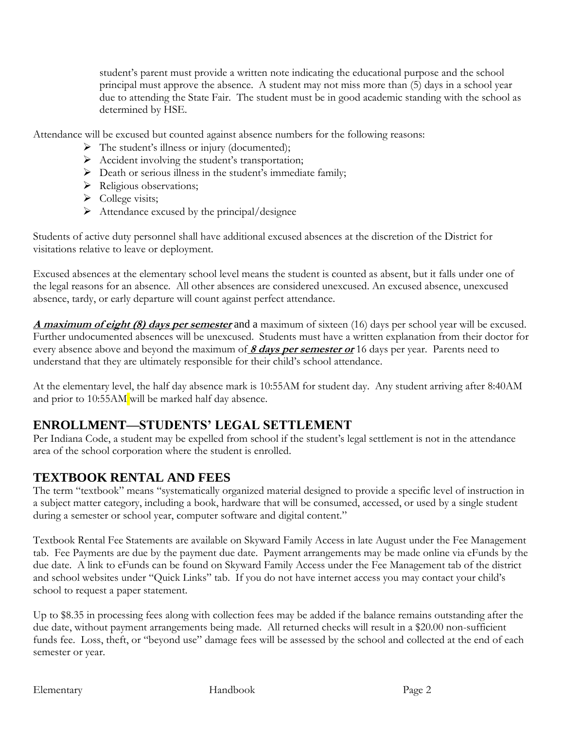student's parent must provide a written note indicating the educational purpose and the school principal must approve the absence. A student may not miss more than (5) days in a school year due to attending the State Fair. The student must be in good academic standing with the school as determined by HSE.

Attendance will be excused but counted against absence numbers for the following reasons:

- The student's illness or injury (documented);
- Accident involving the student's transportation;
- Death or serious illness in the student's immediate family;
- Religious observations;
- College visits;
- Attendance excused by the principal/designee

Students of active duty personnel shall have additional excused absences at the discretion of the District for visitations relative to leave or deployment.

Excused absences at the elementary school level means the student is counted as absent, but it falls under one of the legal reasons for an absence. All other absences are considered unexcused. An excused absence, unexcused absence, tardy, or early departure will count against perfect attendance.

***A maximum of eight (8) days per semester*** and a maximum of sixteen (16) days per school year will be excused. Further undocumented absences will be unexcused. Students must have a written explanation from their doctor for every absence above and beyond the maximum of ***8 days per semester or*** 16 days per year. Parents need to understand that they are ultimately responsible for their child's school attendance.

At the elementary level, the half day absence mark is 10:55AM for student day. Any student arriving after 8:40AM and prior to 10:55AM will be marked half day absence.

## ENROLLMENT—STUDENTS' LEGAL SETTLEMENT

Per Indiana Code, a student may be expelled from school if the student's legal settlement is not in the attendance area of the school corporation where the student is enrolled.

## TEXTBOOK RENTAL AND FEES

The term "textbook" means "systematically organized material designed to provide a specific level of instruction in a subject matter category, including a book, hardware that will be consumed, accessed, or used by a single student during a semester or school year, computer software and digital content."

Textbook Rental Fee Statements are available on Skyward Family Access in late August under the Fee Management tab. Fee Payments are due by the payment due date. Payment arrangements may be made online via eFunds by the due date. A link to eFunds can be found on Skyward Family Access under the Fee Management tab of the district and school websites under "Quick Links" tab. If you do not have internet access you may contact your child's school to request a paper statement.

Up to $8.35 in processing fees along with collection fees may be added if the balance remains outstanding after the due date, without payment arrangements being made. All returned checks will result in a $20.00 non-sufficient funds fee. Loss, theft, or "beyond use" damage fees will be assessed by the school and collected at the end of each semester or year.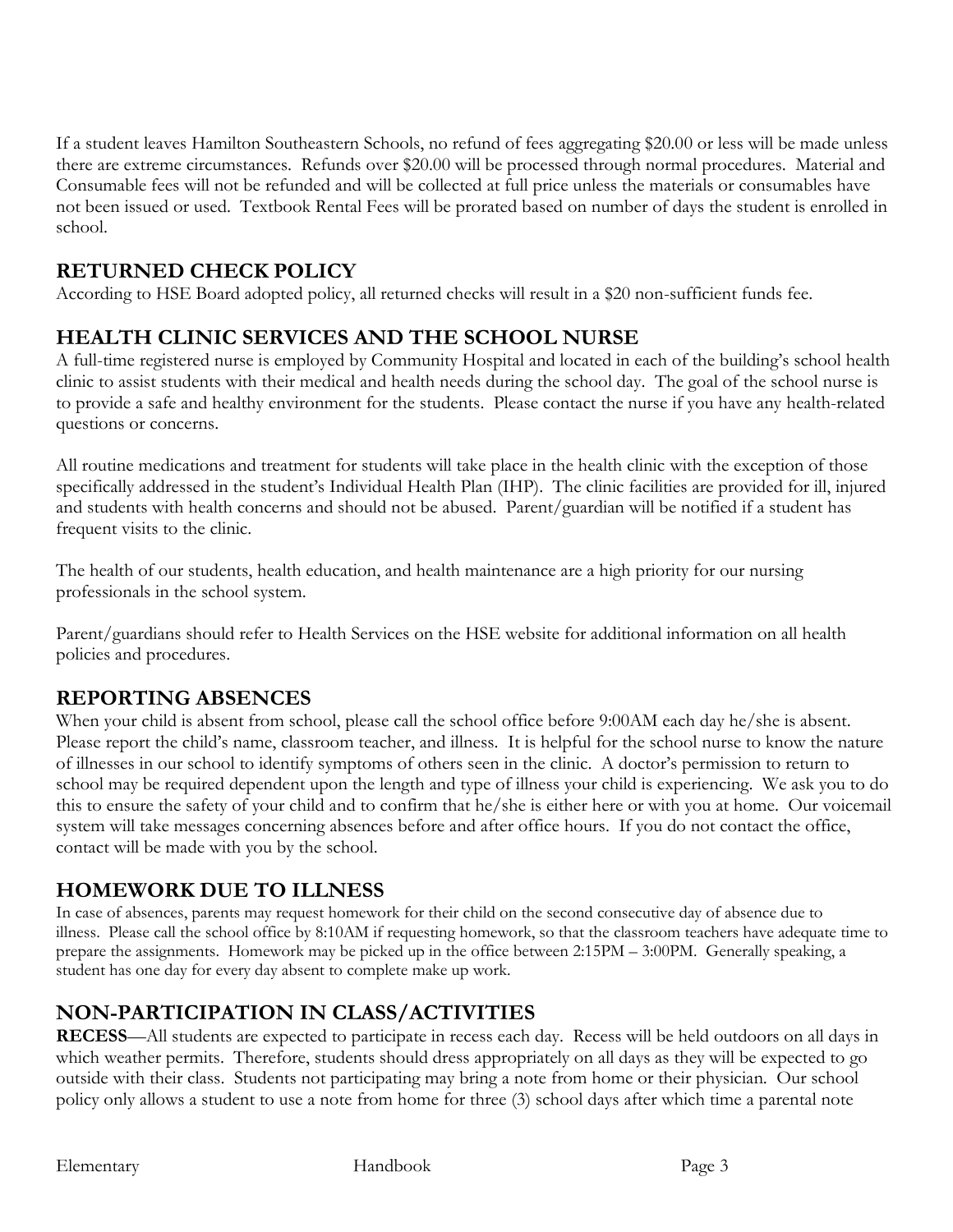If a student leaves Hamilton Southeastern Schools, no refund of fees aggregating $20.00 or less will be made unless there are extreme circumstances. Refunds over $20.00 will be processed through normal procedures. Material and Consumable fees will not be refunded and will be collected at full price unless the materials or consumables have not been issued or used. Textbook Rental Fees will be prorated based on number of days the student is enrolled in school.

## RETURNED CHECK POLICY

According to HSE Board adopted policy, all returned checks will result in a $20 non-sufficient funds fee.

## HEALTH CLINIC SERVICES AND THE SCHOOL NURSE

A full-time registered nurse is employed by Community Hospital and located in each of the building's school health clinic to assist students with their medical and health needs during the school day. The goal of the school nurse is to provide a safe and healthy environment for the students. Please contact the nurse if you have any health-related questions or concerns.

All routine medications and treatment for students will take place in the health clinic with the exception of those specifically addressed in the student's Individual Health Plan (IHP). The clinic facilities are provided for ill, injured and students with health concerns and should not be abused. Parent/guardian will be notified if a student has frequent visits to the clinic.

The health of our students, health education, and health maintenance are a high priority for our nursing professionals in the school system.

Parent/guardians should refer to Health Services on the HSE website for additional information on all health policies and procedures.

## REPORTING ABSENCES

When your child is absent from school, please call the school office before 9:00AM each day he/she is absent. Please report the child's name, classroom teacher, and illness. It is helpful for the school nurse to know the nature of illnesses in our school to identify symptoms of others seen in the clinic. A doctor's permission to return to school may be required dependent upon the length and type of illness your child is experiencing. We ask you to do this to ensure the safety of your child and to confirm that he/she is either here or with you at home. Our voicemail system will take messages concerning absences before and after office hours. If you do not contact the office, contact will be made with you by the school.

## HOMEWORK DUE TO ILLNESS

In case of absences, parents may request homework for their child on the second consecutive day of absence due to illness. Please call the school office by 8:10AM if requesting homework, so that the classroom teachers have adequate time to prepare the assignments. Homework may be picked up in the office between 2:15PM – 3:00PM. Generally speaking, a student has one day for every day absent to complete make up work.

## NON-PARTICIPATION IN CLASS/ACTIVITIES

**RECESS**—All students are expected to participate in recess each day. Recess will be held outdoors on all days in which weather permits. Therefore, students should dress appropriately on all days as they will be expected to go outside with their class. Students not participating may bring a note from home or their physician. Our school policy only allows a student to use a note from home for three (3) school days after which time a parental note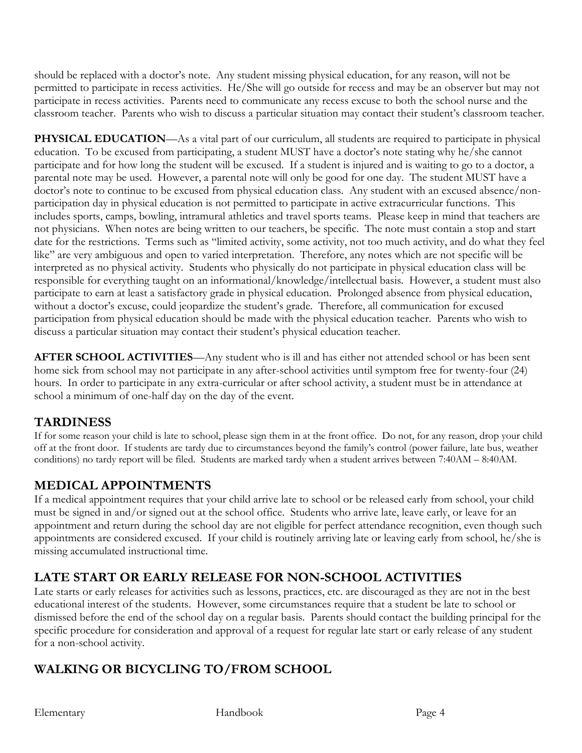should be replaced with a doctor's note. Any student missing physical education, for any reason, will not be permitted to participate in recess activities. He/She will go outside for recess and may be an observer but may not participate in recess activities. Parents need to communicate any recess excuse to both the school nurse and the classroom teacher. Parents who wish to discuss a particular situation may contact their student's classroom teacher.

**PHYSICAL EDUCATION**—As a vital part of our curriculum, all students are required to participate in physical education. To be excused from participating, a student MUST have a doctor's note stating why he/she cannot participate and for how long the student will be excused. If a student is injured and is waiting to go to a doctor, a parental note may be used. However, a parental note will only be good for one day. The student MUST have a doctor's note to continue to be excused from physical education class. Any student with an excused absence/non-participation day in physical education is not permitted to participate in active extracurricular functions. This includes sports, camps, bowling, intramural athletics and travel sports teams. Please keep in mind that teachers are not physicians. When notes are being written to our teachers, be specific. The note must contain a stop and start date for the restrictions. Terms such as "limited activity, some activity, not too much activity, and do what they feel like" are very ambiguous and open to varied interpretation. Therefore, any notes which are not specific will be interpreted as no physical activity. Students who physically do not participate in physical education class will be responsible for everything taught on an informational/knowledge/intellectual basis. However, a student must also participate to earn at least a satisfactory grade in physical education. Prolonged absence from physical education, without a doctor's excuse, could jeopardize the student's grade. Therefore, all communication for excused participation from physical education should be made with the physical education teacher. Parents who wish to discuss a particular situation may contact their student's physical education teacher.

**AFTER SCHOOL ACTIVITIES**—Any student who is ill and has either not attended school or has been sent home sick from school may not participate in any after-school activities until symptom free for twenty-four (24) hours. In order to participate in any extra-curricular or after school activity, a student must be in attendance at school a minimum of one-half day on the day of the event.

## TARDINESS

If for some reason your child is late to school, please sign them in at the front office. Do not, for any reason, drop your child off at the front door. If students are tardy due to circumstances beyond the family's control (power failure, late bus, weather conditions) no tardy report will be filed. Students are marked tardy when a student arrives between 7:40AM – 8:40AM.

## MEDICAL APPOINTMENTS

If a medical appointment requires that your child arrive late to school or be released early from school, your child must be signed in and/or signed out at the school office. Students who arrive late, leave early, or leave for an appointment and return during the school day are not eligible for perfect attendance recognition, even though such appointments are considered excused. If your child is routinely arriving late or leaving early from school, he/she is missing accumulated instructional time.

## LATE START OR EARLY RELEASE FOR NON-SCHOOL ACTIVITIES

Late starts or early releases for activities such as lessons, practices, etc. are discouraged as they are not in the best educational interest of the students. However, some circumstances require that a student be late to school or dismissed before the end of the school day on a regular basis. Parents should contact the building principal for the specific procedure for consideration and approval of a request for regular late start or early release of any student for a non-school activity.

## WALKING OR BICYCLING TO/FROM SCHOOL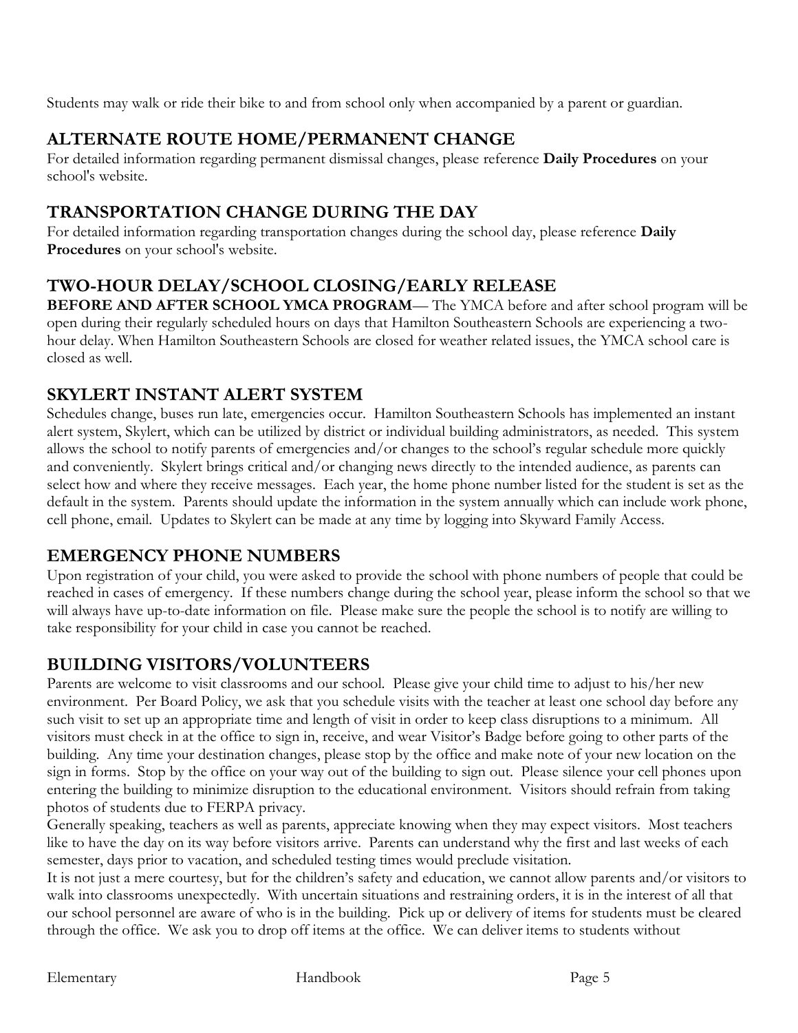Students may walk or ride their bike to and from school only when accompanied by a parent or guardian.

## ALTERNATE ROUTE HOME/PERMANENT CHANGE

For detailed information regarding permanent dismissal changes, please reference **Daily Procedures** on your school's website.

## TRANSPORTATION CHANGE DURING THE DAY

For detailed information regarding transportation changes during the school day, please reference **Daily Procedures** on your school's website.

## TWO-HOUR DELAY/SCHOOL CLOSING/EARLY RELEASE

**BEFORE AND AFTER SCHOOL YMCA PROGRAM**— The YMCA before and after school program will be open during their regularly scheduled hours on days that Hamilton Southeastern Schools are experiencing a two-hour delay. When Hamilton Southeastern Schools are closed for weather related issues, the YMCA school care is closed as well.

## SKYLERT INSTANT ALERT SYSTEM

Schedules change, buses run late, emergencies occur. Hamilton Southeastern Schools has implemented an instant alert system, Skylert, which can be utilized by district or individual building administrators, as needed. This system allows the school to notify parents of emergencies and/or changes to the school's regular schedule more quickly and conveniently. Skylert brings critical and/or changing news directly to the intended audience, as parents can select how and where they receive messages. Each year, the home phone number listed for the student is set as the default in the system. Parents should update the information in the system annually which can include work phone, cell phone, email. Updates to Skylert can be made at any time by logging into Skyward Family Access.

## EMERGENCY PHONE NUMBERS

Upon registration of your child, you were asked to provide the school with phone numbers of people that could be reached in cases of emergency. If these numbers change during the school year, please inform the school so that we will always have up-to-date information on file. Please make sure the people the school is to notify are willing to take responsibility for your child in case you cannot be reached.

## BUILDING VISITORS/VOLUNTEERS

Parents are welcome to visit classrooms and our school. Please give your child time to adjust to his/her new environment. Per Board Policy, we ask that you schedule visits with the teacher at least one school day before any such visit to set up an appropriate time and length of visit in order to keep class disruptions to a minimum. All visitors must check in at the office to sign in, receive, and wear Visitor's Badge before going to other parts of the building. Any time your destination changes, please stop by the office and make note of your new location on the sign in forms. Stop by the office on your way out of the building to sign out. Please silence your cell phones upon entering the building to minimize disruption to the educational environment. Visitors should refrain from taking photos of students due to FERPA privacy.

Generally speaking, teachers as well as parents, appreciate knowing when they may expect visitors. Most teachers like to have the day on its way before visitors arrive. Parents can understand why the first and last weeks of each semester, days prior to vacation, and scheduled testing times would preclude visitation.

It is not just a mere courtesy, but for the children's safety and education, we cannot allow parents and/or visitors to walk into classrooms unexpectedly. With uncertain situations and restraining orders, it is in the interest of all that our school personnel are aware of who is in the building. Pick up or delivery of items for students must be cleared through the office. We ask you to drop off items at the office. We can deliver items to students without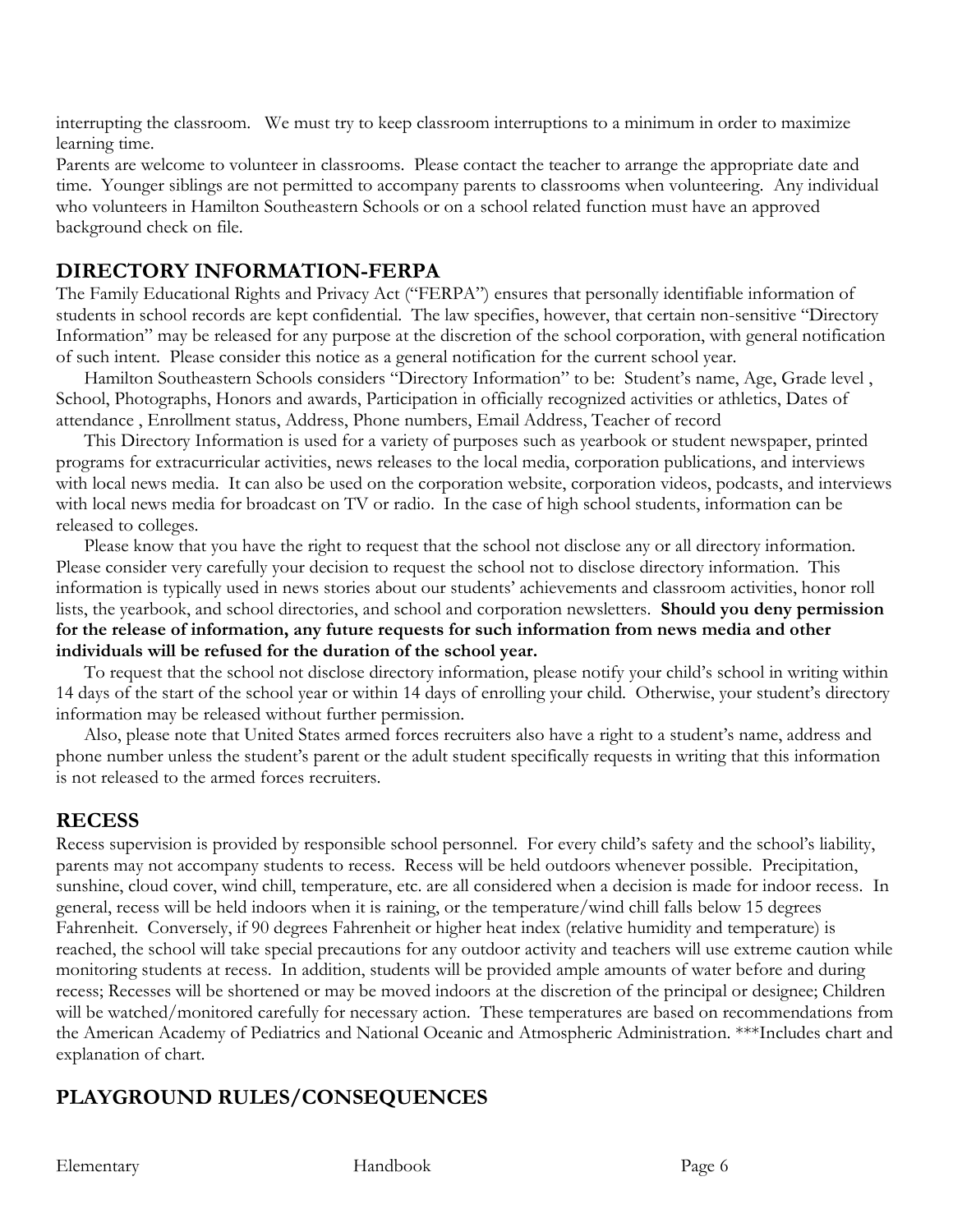interrupting the classroom. We must try to keep classroom interruptions to a minimum in order to maximize learning time.

Parents are welcome to volunteer in classrooms. Please contact the teacher to arrange the appropriate date and time. Younger siblings are not permitted to accompany parents to classrooms when volunteering. Any individual who volunteers in Hamilton Southeastern Schools or on a school related function must have an approved background check on file.

## DIRECTORY INFORMATION-FERPA

The Family Educational Rights and Privacy Act ("FERPA") ensures that personally identifiable information of students in school records are kept confidential. The law specifies, however, that certain non-sensitive "Directory Information" may be released for any purpose at the discretion of the school corporation, with general notification of such intent. Please consider this notice as a general notification for the current school year.

Hamilton Southeastern Schools considers "Directory Information" to be: Student's name, Age, Grade level , School, Photographs, Honors and awards, Participation in officially recognized activities or athletics, Dates of attendance , Enrollment status, Address, Phone numbers, Email Address, Teacher of record

This Directory Information is used for a variety of purposes such as yearbook or student newspaper, printed programs for extracurricular activities, news releases to the local media, corporation publications, and interviews with local news media. It can also be used on the corporation website, corporation videos, podcasts, and interviews with local news media for broadcast on TV or radio. In the case of high school students, information can be released to colleges.

Please know that you have the right to request that the school not disclose any or all directory information. Please consider very carefully your decision to request the school not to disclose directory information. This information is typically used in news stories about our students' achievements and classroom activities, honor roll lists, the yearbook, and school directories, and school and corporation newsletters. **Should you deny permission for the release of information, any future requests for such information from news media and other individuals will be refused for the duration of the school year.**

To request that the school not disclose directory information, please notify your child's school in writing within 14 days of the start of the school year or within 14 days of enrolling your child. Otherwise, your student's directory information may be released without further permission.

Also, please note that United States armed forces recruiters also have a right to a student's name, address and phone number unless the student's parent or the adult student specifically requests in writing that this information is not released to the armed forces recruiters.

## RECESS

Recess supervision is provided by responsible school personnel. For every child's safety and the school's liability, parents may not accompany students to recess. Recess will be held outdoors whenever possible. Precipitation, sunshine, cloud cover, wind chill, temperature, etc. are all considered when a decision is made for indoor recess. In general, recess will be held indoors when it is raining, or the temperature/wind chill falls below 15 degrees Fahrenheit. Conversely, if 90 degrees Fahrenheit or higher heat index (relative humidity and temperature) is reached, the school will take special precautions for any outdoor activity and teachers will use extreme caution while monitoring students at recess. In addition, students will be provided ample amounts of water before and during recess; Recesses will be shortened or may be moved indoors at the discretion of the principal or designee; Children will be watched/monitored carefully for necessary action. These temperatures are based on recommendations from the American Academy of Pediatrics and National Oceanic and Atmospheric Administration. ***Includes chart and explanation of chart.

## PLAYGROUND RULES/CONSEQUENCES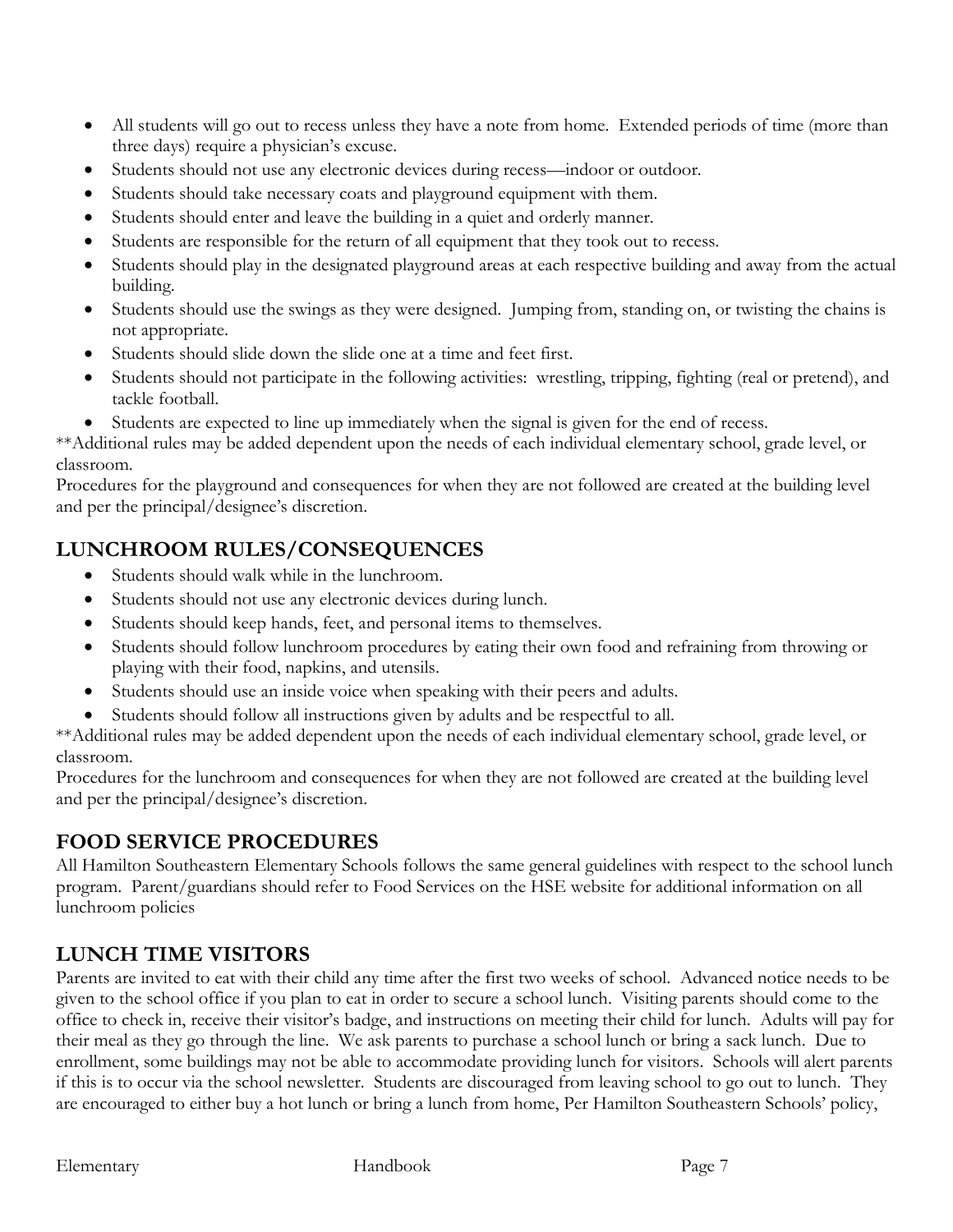- All students will go out to recess unless they have a note from home. Extended periods of time (more than three days) require a physician's excuse.
- Students should not use any electronic devices during recess—indoor or outdoor.
- Students should take necessary coats and playground equipment with them.
- Students should enter and leave the building in a quiet and orderly manner.
- Students are responsible for the return of all equipment that they took out to recess.
- Students should play in the designated playground areas at each respective building and away from the actual building.
- Students should use the swings as they were designed. Jumping from, standing on, or twisting the chains is not appropriate.
- Students should slide down the slide one at a time and feet first.
- Students should not participate in the following activities: wrestling, tripping, fighting (real or pretend), and tackle football.
- Students are expected to line up immediately when the signal is given for the end of recess.

**Additional rules may be added dependent upon the needs of each individual elementary school, grade level, or classroom.

Procedures for the playground and consequences for when they are not followed are created at the building level and per the principal/designee's discretion.

## LUNCHROOM RULES/CONSEQUENCES

- Students should walk while in the lunchroom.
- Students should not use any electronic devices during lunch.
- Students should keep hands, feet, and personal items to themselves.
- Students should follow lunchroom procedures by eating their own food and refraining from throwing or playing with their food, napkins, and utensils.
- Students should use an inside voice when speaking with their peers and adults.
- Students should follow all instructions given by adults and be respectful to all.

**Additional rules may be added dependent upon the needs of each individual elementary school, grade level, or classroom.

Procedures for the lunchroom and consequences for when they are not followed are created at the building level and per the principal/designee's discretion.

## FOOD SERVICE PROCEDURES

All Hamilton Southeastern Elementary Schools follows the same general guidelines with respect to the school lunch program. Parent/guardians should refer to Food Services on the HSE website for additional information on all lunchroom policies

## LUNCH TIME VISITORS

Parents are invited to eat with their child any time after the first two weeks of school. Advanced notice needs to be given to the school office if you plan to eat in order to secure a school lunch. Visiting parents should come to the office to check in, receive their visitor's badge, and instructions on meeting their child for lunch. Adults will pay for their meal as they go through the line. We ask parents to purchase a school lunch or bring a sack lunch. Due to enrollment, some buildings may not be able to accommodate providing lunch for visitors. Schools will alert parents if this is to occur via the school newsletter. Students are discouraged from leaving school to go out to lunch. They are encouraged to either buy a hot lunch or bring a lunch from home, Per Hamilton Southeastern Schools' policy,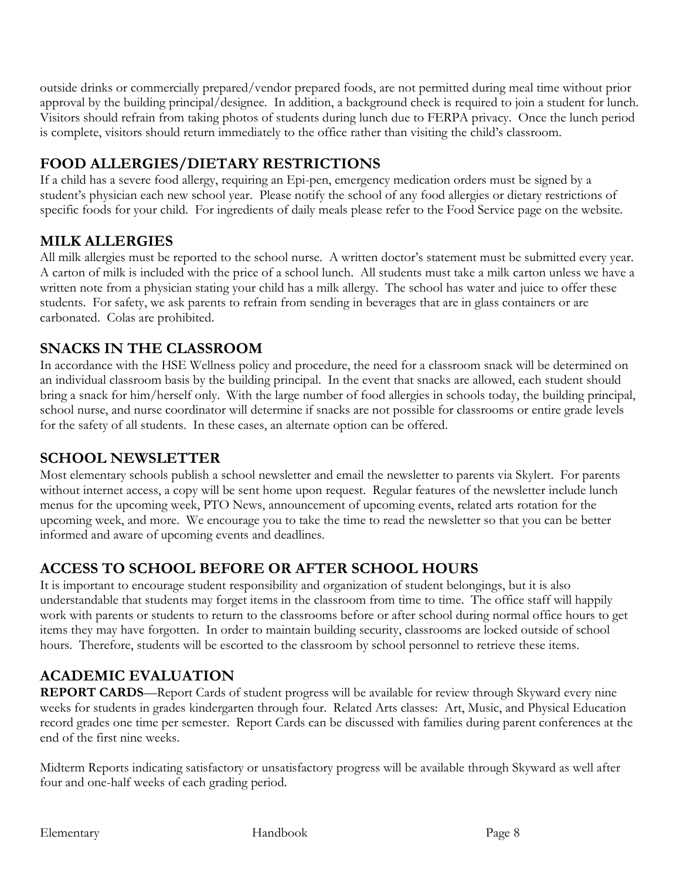outside drinks or commercially prepared/vendor prepared foods, are not permitted during meal time without prior approval by the building principal/designee. In addition, a background check is required to join a student for lunch. Visitors should refrain from taking photos of students during lunch due to FERPA privacy. Once the lunch period is complete, visitors should return immediately to the office rather than visiting the child's classroom.

## FOOD ALLERGIES/DIETARY RESTRICTIONS

If a child has a severe food allergy, requiring an Epi-pen, emergency medication orders must be signed by a student's physician each new school year. Please notify the school of any food allergies or dietary restrictions of specific foods for your child. For ingredients of daily meals please refer to the Food Service page on the website.

## MILK ALLERGIES

All milk allergies must be reported to the school nurse. A written doctor's statement must be submitted every year. A carton of milk is included with the price of a school lunch. All students must take a milk carton unless we have a written note from a physician stating your child has a milk allergy. The school has water and juice to offer these students. For safety, we ask parents to refrain from sending in beverages that are in glass containers or are carbonated. Colas are prohibited.

## SNACKS IN THE CLASSROOM

In accordance with the HSE Wellness policy and procedure, the need for a classroom snack will be determined on an individual classroom basis by the building principal. In the event that snacks are allowed, each student should bring a snack for him/herself only. With the large number of food allergies in schools today, the building principal, school nurse, and nurse coordinator will determine if snacks are not possible for classrooms or entire grade levels for the safety of all students. In these cases, an alternate option can be offered.

## SCHOOL NEWSLETTER

Most elementary schools publish a school newsletter and email the newsletter to parents via Skylert. For parents without internet access, a copy will be sent home upon request. Regular features of the newsletter include lunch menus for the upcoming week, PTO News, announcement of upcoming events, related arts rotation for the upcoming week, and more. We encourage you to take the time to read the newsletter so that you can be better informed and aware of upcoming events and deadlines.

## ACCESS TO SCHOOL BEFORE OR AFTER SCHOOL HOURS

It is important to encourage student responsibility and organization of student belongings, but it is also understandable that students may forget items in the classroom from time to time. The office staff will happily work with parents or students to return to the classrooms before or after school during normal office hours to get items they may have forgotten. In order to maintain building security, classrooms are locked outside of school hours. Therefore, students will be escorted to the classroom by school personnel to retrieve these items.

## ACADEMIC EVALUATION

**REPORT CARDS**—Report Cards of student progress will be available for review through Skyward every nine weeks for students in grades kindergarten through four. Related Arts classes: Art, Music, and Physical Education record grades one time per semester. Report Cards can be discussed with families during parent conferences at the end of the first nine weeks.

Midterm Reports indicating satisfactory or unsatisfactory progress will be available through Skyward as well after four and one-half weeks of each grading period.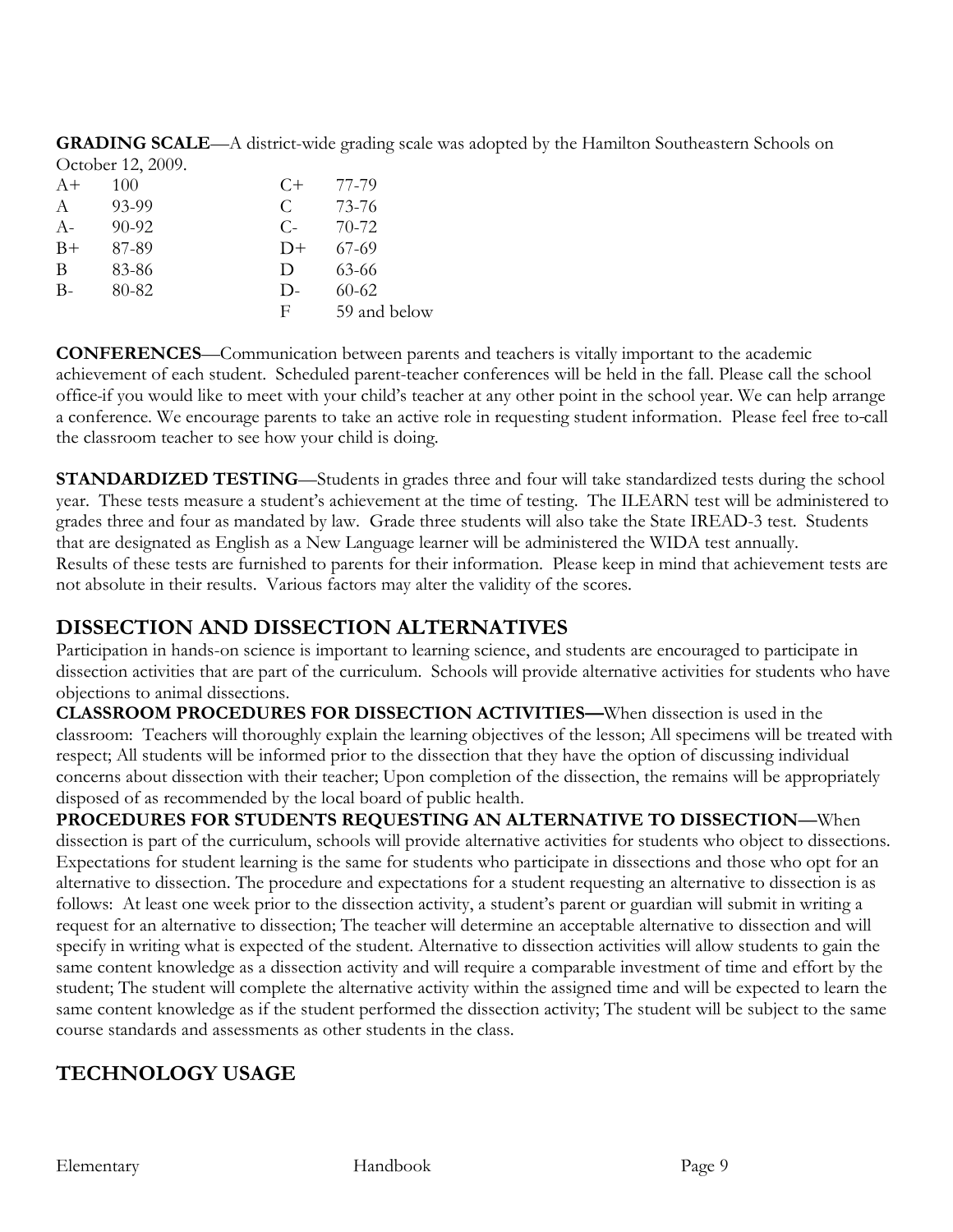**GRADING SCALE**—A district-wide grading scale was adopted by the Hamilton Southeastern Schools on October 12, 2009.

| | | | |
|---|---|---|---|
| A+ | 100 | C+ | 77-79 |
| A | 93-99 | C | 73-76 |
| A- | 90-92 | C- | 70-72 |
| B+ | 87-89 | D+ | 67-69 |
| B | 83-86 | D | 63-66 |
| B- | 80-82 | D- | 60-62 |
| | | F | 59 and below |

**CONFERENCES**—Communication between parents and teachers is vitally important to the academic achievement of each student. Scheduled parent-teacher conferences will be held in the fall. Please call the school office if you would like to meet with your child's teacher at any other point in the school year. We can help arrange a conference. We encourage parents to take an active role in requesting student information. Please feel free to call the classroom teacher to see how your child is doing.

**STANDARDIZED TESTING**—Students in grades three and four will take standardized tests during the school year. These tests measure a student's achievement at the time of testing. The ILEARN test will be administered to grades three and four as mandated by law. Grade three students will also take the State IREAD-3 test. Students that are designated as English as a New Language learner will be administered the WIDA test annually. Results of these tests are furnished to parents for their information. Please keep in mind that achievement tests are not absolute in their results. Various factors may alter the validity of the scores.

## DISSECTION AND DISSECTION ALTERNATIVES

Participation in hands-on science is important to learning science, and students are encouraged to participate in dissection activities that are part of the curriculum. Schools will provide alternative activities for students who have objections to animal dissections.

**CLASSROOM PROCEDURES FOR DISSECTION ACTIVITIES—**When dissection is used in the classroom: Teachers will thoroughly explain the learning objectives of the lesson; All specimens will be treated with respect; All students will be informed prior to the dissection that they have the option of discussing individual concerns about dissection with their teacher; Upon completion of the dissection, the remains will be appropriately disposed of as recommended by the local board of public health.

**PROCEDURES FOR STUDENTS REQUESTING AN ALTERNATIVE TO DISSECTION—**When dissection is part of the curriculum, schools will provide alternative activities for students who object to dissections. Expectations for student learning is the same for students who participate in dissections and those who opt for an alternative to dissection. The procedure and expectations for a student requesting an alternative to dissection is as follows: At least one week prior to the dissection activity, a student's parent or guardian will submit in writing a request for an alternative to dissection; The teacher will determine an acceptable alternative to dissection and will specify in writing what is expected of the student. Alternative to dissection activities will allow students to gain the same content knowledge as a dissection activity and will require a comparable investment of time and effort by the student; The student will complete the alternative activity within the assigned time and will be expected to learn the same content knowledge as if the student performed the dissection activity; The student will be subject to the same course standards and assessments as other students in the class.

## TECHNOLOGY USAGE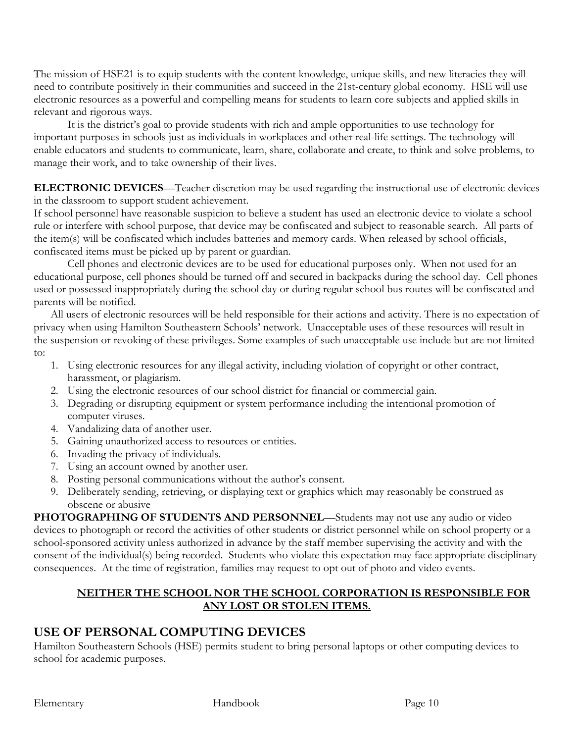The mission of HSE21 is to equip students with the content knowledge, unique skills, and new literacies they will need to contribute positively in their communities and succeed in the 21st-century global economy. HSE will use electronic resources as a powerful and compelling means for students to learn core subjects and applied skills in relevant and rigorous ways.

It is the district's goal to provide students with rich and ample opportunities to use technology for important purposes in schools just as individuals in workplaces and other real-life settings. The technology will enable educators and students to communicate, learn, share, collaborate and create, to think and solve problems, to manage their work, and to take ownership of their lives.

**ELECTRONIC DEVICES**—Teacher discretion may be used regarding the instructional use of electronic devices in the classroom to support student achievement.

If school personnel have reasonable suspicion to believe a student has used an electronic device to violate a school rule or interfere with school purpose, that device may be confiscated and subject to reasonable search. All parts of the item(s) will be confiscated which includes batteries and memory cards. When released by school officials, confiscated items must be picked up by parent or guardian.

Cell phones and electronic devices are to be used for educational purposes only. When not used for an educational purpose, cell phones should be turned off and secured in backpacks during the school day. Cell phones used or possessed inappropriately during the school day or during regular school bus routes will be confiscated and parents will be notified.

All users of electronic resources will be held responsible for their actions and activity. There is no expectation of privacy when using Hamilton Southeastern Schools' network. Unacceptable uses of these resources will result in the suspension or revoking of these privileges. Some examples of such unacceptable use include but are not limited to:

1. Using electronic resources for any illegal activity, including violation of copyright or other contract, harassment, or plagiarism.
2. Using the electronic resources of our school district for financial or commercial gain.
3. Degrading or disrupting equipment or system performance including the intentional promotion of computer viruses.
4. Vandalizing data of another user.
5. Gaining unauthorized access to resources or entities.
6. Invading the privacy of individuals.
7. Using an account owned by another user.
8. Posting personal communications without the author's consent.
9. Deliberately sending, retrieving, or displaying text or graphics which may reasonably be construed as obscene or abusive

**PHOTOGRAPHING OF STUDENTS AND PERSONNEL**—Students may not use any audio or video devices to photograph or record the activities of other students or district personnel while on school property or a school-sponsored activity unless authorized in advance by the staff member supervising the activity and with the consent of the individual(s) being recorded. Students who violate this expectation may face appropriate disciplinary consequences. At the time of registration, families may request to opt out of photo and video events.

**NEITHER THE SCHOOL NOR THE SCHOOL CORPORATION IS RESPONSIBLE FOR ANY LOST OR STOLEN ITEMS.**

## USE OF PERSONAL COMPUTING DEVICES

Hamilton Southeastern Schools (HSE) permits student to bring personal laptops or other computing devices to school for academic purposes.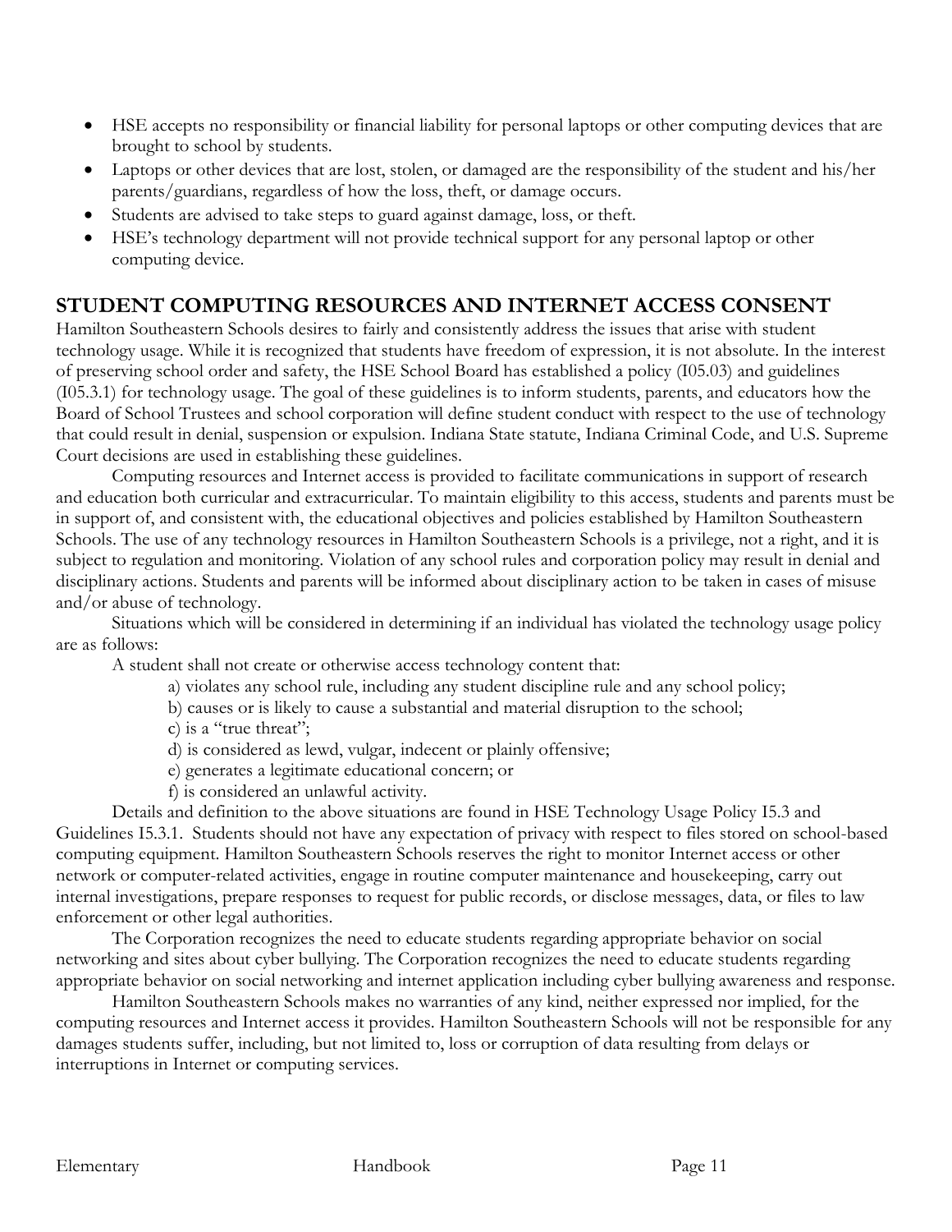- HSE accepts no responsibility or financial liability for personal laptops or other computing devices that are brought to school by students.
- Laptops or other devices that are lost, stolen, or damaged are the responsibility of the student and his/her parents/guardians, regardless of how the loss, theft, or damage occurs.
- Students are advised to take steps to guard against damage, loss, or theft.
- HSE's technology department will not provide technical support for any personal laptop or other computing device.

## STUDENT COMPUTING RESOURCES AND INTERNET ACCESS CONSENT

Hamilton Southeastern Schools desires to fairly and consistently address the issues that arise with student technology usage. While it is recognized that students have freedom of expression, it is not absolute. In the interest of preserving school order and safety, the HSE School Board has established a policy (I05.03) and guidelines (I05.3.1) for technology usage. The goal of these guidelines is to inform students, parents, and educators how the Board of School Trustees and school corporation will define student conduct with respect to the use of technology that could result in denial, suspension or expulsion. Indiana State statute, Indiana Criminal Code, and U.S. Supreme Court decisions are used in establishing these guidelines.

Computing resources and Internet access is provided to facilitate communications in support of research and education both curricular and extracurricular. To maintain eligibility to this access, students and parents must be in support of, and consistent with, the educational objectives and policies established by Hamilton Southeastern Schools. The use of any technology resources in Hamilton Southeastern Schools is a privilege, not a right, and it is subject to regulation and monitoring. Violation of any school rules and corporation policy may result in denial and disciplinary actions. Students and parents will be informed about disciplinary action to be taken in cases of misuse and/or abuse of technology.

Situations which will be considered in determining if an individual has violated the technology usage policy are as follows:

A student shall not create or otherwise access technology content that:

a) violates any school rule, including any student discipline rule and any school policy;
b) causes or is likely to cause a substantial and material disruption to the school;
c) is a "true threat";
d) is considered as lewd, vulgar, indecent or plainly offensive;
e) generates a legitimate educational concern; or
f) is considered an unlawful activity.

Details and definition to the above situations are found in HSE Technology Usage Policy I5.3 and Guidelines I5.3.1. Students should not have any expectation of privacy with respect to files stored on school-based computing equipment. Hamilton Southeastern Schools reserves the right to monitor Internet access or other network or computer-related activities, engage in routine computer maintenance and housekeeping, carry out internal investigations, prepare responses to request for public records, or disclose messages, data, or files to law enforcement or other legal authorities.

The Corporation recognizes the need to educate students regarding appropriate behavior on social networking and sites about cyber bullying. The Corporation recognizes the need to educate students regarding appropriate behavior on social networking and internet application including cyber bullying awareness and response.

Hamilton Southeastern Schools makes no warranties of any kind, neither expressed nor implied, for the computing resources and Internet access it provides. Hamilton Southeastern Schools will not be responsible for any damages students suffer, including, but not limited to, loss or corruption of data resulting from delays or interruptions in Internet or computing services.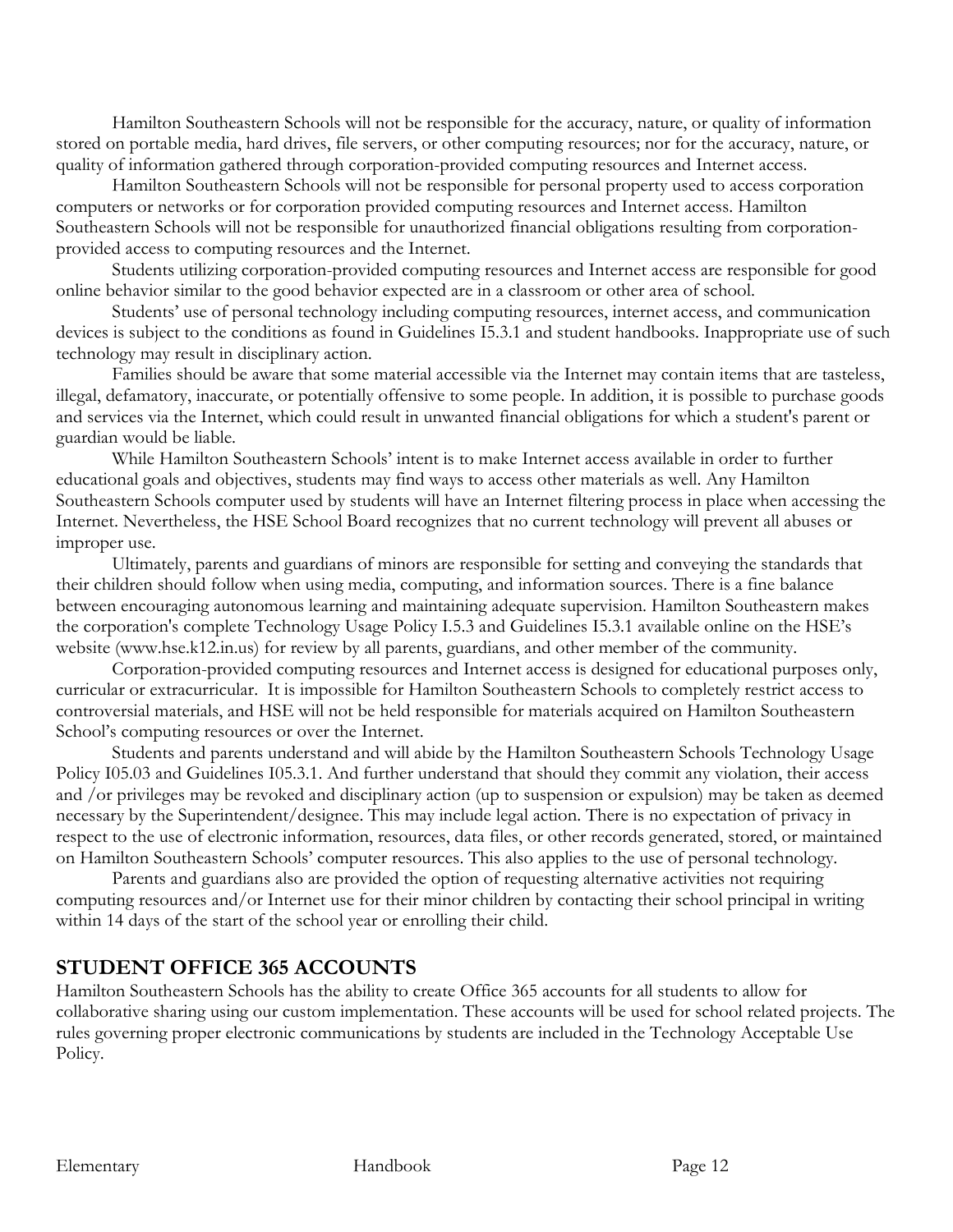Hamilton Southeastern Schools will not be responsible for the accuracy, nature, or quality of information stored on portable media, hard drives, file servers, or other computing resources; nor for the accuracy, nature, or quality of information gathered through corporation-provided computing resources and Internet access.

Hamilton Southeastern Schools will not be responsible for personal property used to access corporation computers or networks or for corporation provided computing resources and Internet access. Hamilton Southeastern Schools will not be responsible for unauthorized financial obligations resulting from corporation-provided access to computing resources and the Internet.

Students utilizing corporation-provided computing resources and Internet access are responsible for good online behavior similar to the good behavior expected are in a classroom or other area of school.

Students' use of personal technology including computing resources, internet access, and communication devices is subject to the conditions as found in Guidelines I5.3.1 and student handbooks. Inappropriate use of such technology may result in disciplinary action.

Families should be aware that some material accessible via the Internet may contain items that are tasteless, illegal, defamatory, inaccurate, or potentially offensive to some people. In addition, it is possible to purchase goods and services via the Internet, which could result in unwanted financial obligations for which a student's parent or guardian would be liable.

While Hamilton Southeastern Schools' intent is to make Internet access available in order to further educational goals and objectives, students may find ways to access other materials as well. Any Hamilton Southeastern Schools computer used by students will have an Internet filtering process in place when accessing the Internet. Nevertheless, the HSE School Board recognizes that no current technology will prevent all abuses or improper use.

Ultimately, parents and guardians of minors are responsible for setting and conveying the standards that their children should follow when using media, computing, and information sources. There is a fine balance between encouraging autonomous learning and maintaining adequate supervision. Hamilton Southeastern makes the corporation's complete Technology Usage Policy I.5.3 and Guidelines I5.3.1 available online on the HSE's website (www.hse.k12.in.us) for review by all parents, guardians, and other member of the community.

Corporation-provided computing resources and Internet access is designed for educational purposes only, curricular or extracurricular. It is impossible for Hamilton Southeastern Schools to completely restrict access to controversial materials, and HSE will not be held responsible for materials acquired on Hamilton Southeastern School's computing resources or over the Internet.

Students and parents understand and will abide by the Hamilton Southeastern Schools Technology Usage Policy I05.03 and Guidelines I05.3.1. And further understand that should they commit any violation, their access and /or privileges may be revoked and disciplinary action (up to suspension or expulsion) may be taken as deemed necessary by the Superintendent/designee. This may include legal action. There is no expectation of privacy in respect to the use of electronic information, resources, data files, or other records generated, stored, or maintained on Hamilton Southeastern Schools' computer resources. This also applies to the use of personal technology.

Parents and guardians also are provided the option of requesting alternative activities not requiring computing resources and/or Internet use for their minor children by contacting their school principal in writing within 14 days of the start of the school year or enrolling their child.

## STUDENT OFFICE 365 ACCOUNTS

Hamilton Southeastern Schools has the ability to create Office 365 accounts for all students to allow for collaborative sharing using our custom implementation. These accounts will be used for school related projects. The rules governing proper electronic communications by students are included in the Technology Acceptable Use Policy.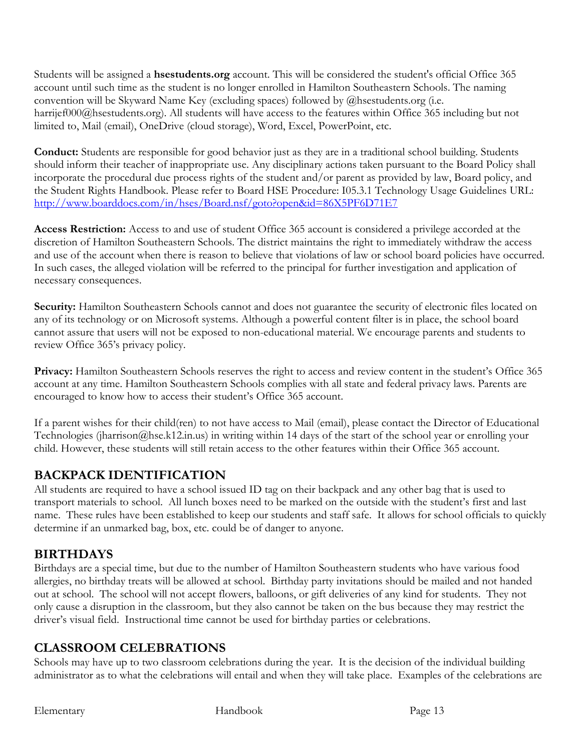Students will be assigned a **hsestudents.org** account. This will be considered the student's official Office 365 account until such time as the student is no longer enrolled in Hamilton Southeastern Schools. The naming convention will be Skyward Name Key (excluding spaces) followed by @hsestudents.org (i.e. harrijef000@hsestudents.org). All students will have access to the features within Office 365 including but not limited to, Mail (email), OneDrive (cloud storage), Word, Excel, PowerPoint, etc.

**Conduct:** Students are responsible for good behavior just as they are in a traditional school building. Students should inform their teacher of inappropriate use. Any disciplinary actions taken pursuant to the Board Policy shall incorporate the procedural due process rights of the student and/or parent as provided by law, Board policy, and the Student Rights Handbook. Please refer to Board HSE Procedure: I05.3.1 Technology Usage Guidelines URL: http://www.boarddocs.com/in/hses/Board.nsf/goto?open&id=86X5PF6D71E7

**Access Restriction:** Access to and use of student Office 365 account is considered a privilege accorded at the discretion of Hamilton Southeastern Schools. The district maintains the right to immediately withdraw the access and use of the account when there is reason to believe that violations of law or school board policies have occurred. In such cases, the alleged violation will be referred to the principal for further investigation and application of necessary consequences.

**Security:** Hamilton Southeastern Schools cannot and does not guarantee the security of electronic files located on any of its technology or on Microsoft systems. Although a powerful content filter is in place, the school board cannot assure that users will not be exposed to non-educational material. We encourage parents and students to review Office 365's privacy policy.

**Privacy:** Hamilton Southeastern Schools reserves the right to access and review content in the student's Office 365 account at any time. Hamilton Southeastern Schools complies with all state and federal privacy laws. Parents are encouraged to know how to access their student's Office 365 account.

If a parent wishes for their child(ren) to not have access to Mail (email), please contact the Director of Educational Technologies (jharrison@hse.k12.in.us) in writing within 14 days of the start of the school year or enrolling your child. However, these students will still retain access to the other features within their Office 365 account.

## BACKPACK IDENTIFICATION

All students are required to have a school issued ID tag on their backpack and any other bag that is used to transport materials to school. All lunch boxes need to be marked on the outside with the student's first and last name. These rules have been established to keep our students and staff safe. It allows for school officials to quickly determine if an unmarked bag, box, etc. could be of danger to anyone.

## BIRTHDAYS

Birthdays are a special time, but due to the number of Hamilton Southeastern students who have various food allergies, no birthday treats will be allowed at school. Birthday party invitations should be mailed and not handed out at school. The school will not accept flowers, balloons, or gift deliveries of any kind for students. They not only cause a disruption in the classroom, but they also cannot be taken on the bus because they may restrict the driver's visual field. Instructional time cannot be used for birthday parties or celebrations.

## CLASSROOM CELEBRATIONS

Schools may have up to two classroom celebrations during the year. It is the decision of the individual building administrator as to what the celebrations will entail and when they will take place. Examples of the celebrations are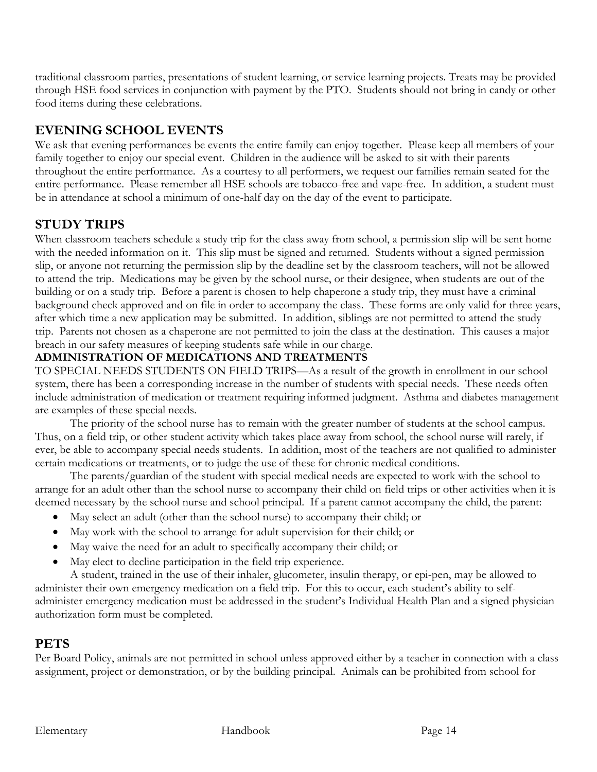traditional classroom parties, presentations of student learning, or service learning projects. Treats may be provided through HSE food services in conjunction with payment by the PTO. Students should not bring in candy or other food items during these celebrations.

## EVENING SCHOOL EVENTS

We ask that evening performances be events the entire family can enjoy together. Please keep all members of your family together to enjoy our special event. Children in the audience will be asked to sit with their parents throughout the entire performance. As a courtesy to all performers, we request our families remain seated for the entire performance. Please remember all HSE schools are tobacco-free and vape-free. In addition, a student must be in attendance at school a minimum of one-half day on the day of the event to participate.

## STUDY TRIPS

When classroom teachers schedule a study trip for the class away from school, a permission slip will be sent home with the needed information on it. This slip must be signed and returned. Students without a signed permission slip, or anyone not returning the permission slip by the deadline set by the classroom teachers, will not be allowed to attend the trip. Medications may be given by the school nurse, or their designee, when students are out of the building or on a study trip. Before a parent is chosen to help chaperone a study trip, they must have a criminal background check approved and on file in order to accompany the class. These forms are only valid for three years, after which time a new application may be submitted. In addition, siblings are not permitted to attend the study trip. Parents not chosen as a chaperone are not permitted to join the class at the destination. This causes a major breach in our safety measures of keeping students safe while in our charge.

**ADMINISTRATION OF MEDICATIONS AND TREATMENTS**

TO SPECIAL NEEDS STUDENTS ON FIELD TRIPS—As a result of the growth in enrollment in our school system, there has been a corresponding increase in the number of students with special needs. These needs often include administration of medication or treatment requiring informed judgment. Asthma and diabetes management are examples of these special needs.

The priority of the school nurse has to remain with the greater number of students at the school campus. Thus, on a field trip, or other student activity which takes place away from school, the school nurse will rarely, if ever, be able to accompany special needs students. In addition, most of the teachers are not qualified to administer certain medications or treatments, or to judge the use of these for chronic medical conditions.

The parents/guardian of the student with special medical needs are expected to work with the school to arrange for an adult other than the school nurse to accompany their child on field trips or other activities when it is deemed necessary by the school nurse and school principal. If a parent cannot accompany the child, the parent:

- May select an adult (other than the school nurse) to accompany their child; or
- May work with the school to arrange for adult supervision for their child; or
- May waive the need for an adult to specifically accompany their child; or
- May elect to decline participation in the field trip experience.

A student, trained in the use of their inhaler, glucometer, insulin therapy, or epi-pen, may be allowed to administer their own emergency medication on a field trip. For this to occur, each student's ability to self-administer emergency medication must be addressed in the student's Individual Health Plan and a signed physician authorization form must be completed.

## PETS

Per Board Policy, animals are not permitted in school unless approved either by a teacher in connection with a class assignment, project or demonstration, or by the building principal. Animals can be prohibited from school for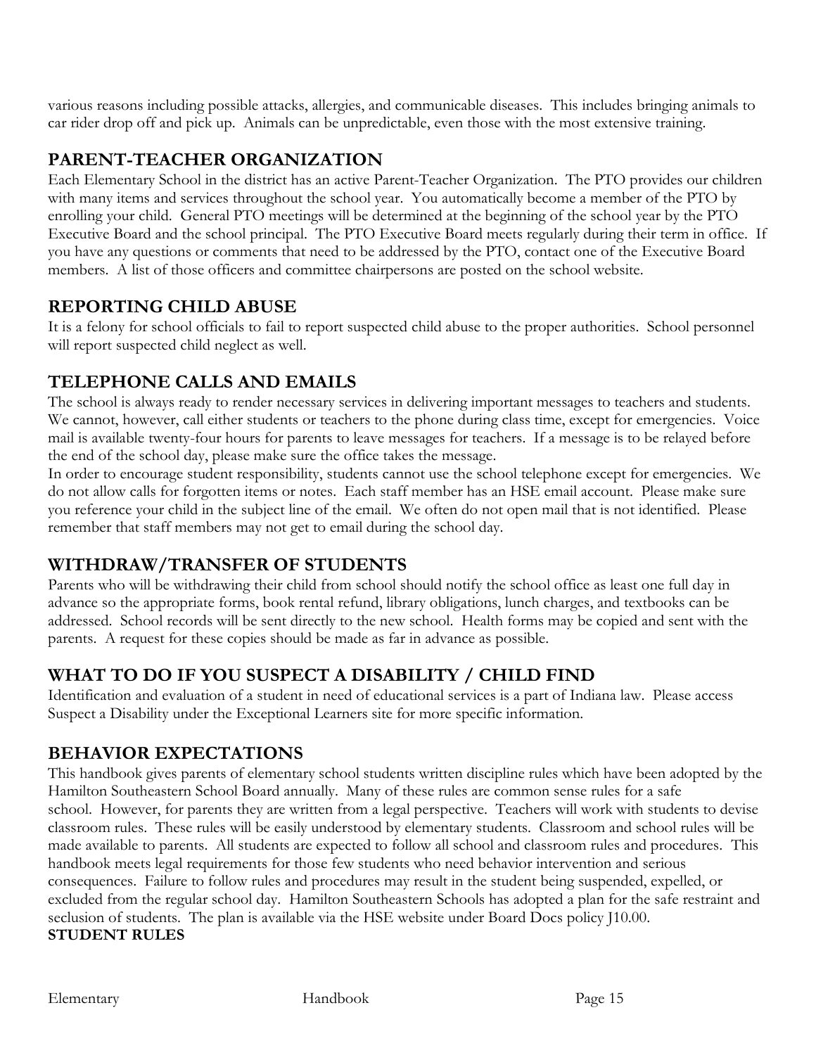various reasons including possible attacks, allergies, and communicable diseases. This includes bringing animals to car rider drop off and pick up. Animals can be unpredictable, even those with the most extensive training.

## PARENT-TEACHER ORGANIZATION

Each Elementary School in the district has an active Parent-Teacher Organization. The PTO provides our children with many items and services throughout the school year. You automatically become a member of the PTO by enrolling your child. General PTO meetings will be determined at the beginning of the school year by the PTO Executive Board and the school principal. The PTO Executive Board meets regularly during their term in office. If you have any questions or comments that need to be addressed by the PTO, contact one of the Executive Board members. A list of those officers and committee chairpersons are posted on the school website.

## REPORTING CHILD ABUSE

It is a felony for school officials to fail to report suspected child abuse to the proper authorities. School personnel will report suspected child neglect as well.

## TELEPHONE CALLS AND EMAILS

The school is always ready to render necessary services in delivering important messages to teachers and students. We cannot, however, call either students or teachers to the phone during class time, except for emergencies. Voice mail is available twenty-four hours for parents to leave messages for teachers. If a message is to be relayed before the end of the school day, please make sure the office takes the message.

In order to encourage student responsibility, students cannot use the school telephone except for emergencies. We do not allow calls for forgotten items or notes. Each staff member has an HSE email account. Please make sure you reference your child in the subject line of the email. We often do not open mail that is not identified. Please remember that staff members may not get to email during the school day.

## WITHDRAW/TRANSFER OF STUDENTS

Parents who will be withdrawing their child from school should notify the school office as least one full day in advance so the appropriate forms, book rental refund, library obligations, lunch charges, and textbooks can be addressed. School records will be sent directly to the new school. Health forms may be copied and sent with the parents. A request for these copies should be made as far in advance as possible.

## WHAT TO DO IF YOU SUSPECT A DISABILITY / CHILD FIND

Identification and evaluation of a student in need of educational services is a part of Indiana law. Please access Suspect a Disability under the Exceptional Learners site for more specific information.

## BEHAVIOR EXPECTATIONS

This handbook gives parents of elementary school students written discipline rules which have been adopted by the Hamilton Southeastern School Board annually. Many of these rules are common sense rules for a safe school. However, for parents they are written from a legal perspective. Teachers will work with students to devise classroom rules. These rules will be easily understood by elementary students. Classroom and school rules will be made available to parents. All students are expected to follow all school and classroom rules and procedures. This handbook meets legal requirements for those few students who need behavior intervention and serious consequences. Failure to follow rules and procedures may result in the student being suspended, expelled, or excluded from the regular school day. Hamilton Southeastern Schools has adopted a plan for the safe restraint and seclusion of students. The plan is available via the HSE website under Board Docs policy J10.00.

**STUDENT RULES**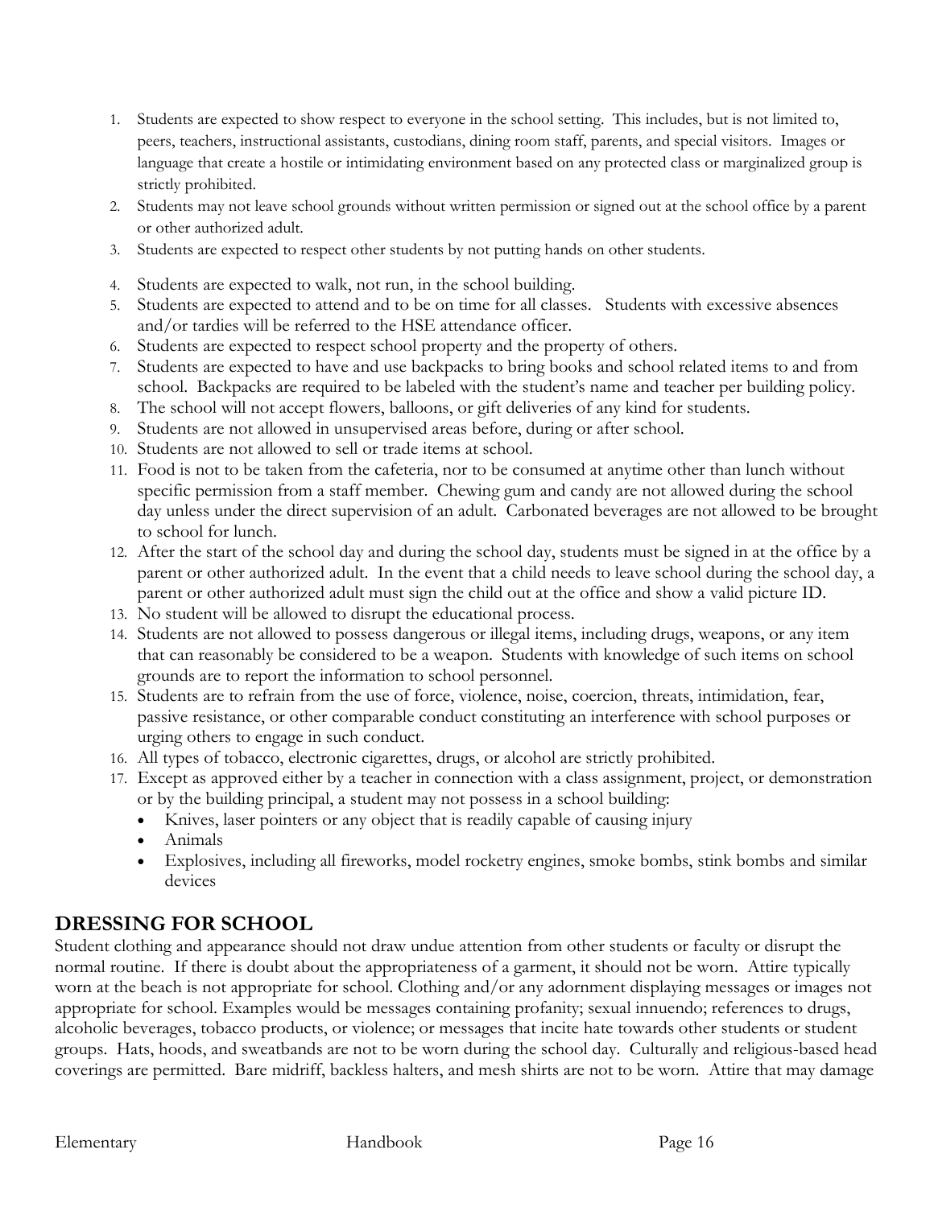1. Students are expected to show respect to everyone in the school setting. This includes, but is not limited to, peers, teachers, instructional assistants, custodians, dining room staff, parents, and special visitors. Images or language that create a hostile or intimidating environment based on any protected class or marginalized group is strictly prohibited.
2. Students may not leave school grounds without written permission or signed out at the school office by a parent or other authorized adult.
3. Students are expected to respect other students by not putting hands on other students.
4. Students are expected to walk, not run, in the school building.
5. Students are expected to attend and to be on time for all classes. Students with excessive absences and/or tardies will be referred to the HSE attendance officer.
6. Students are expected to respect school property and the property of others.
7. Students are expected to have and use backpacks to bring books and school related items to and from school. Backpacks are required to be labeled with the student's name and teacher per building policy.
8. The school will not accept flowers, balloons, or gift deliveries of any kind for students.
9. Students are not allowed in unsupervised areas before, during or after school.
10. Students are not allowed to sell or trade items at school.
11. Food is not to be taken from the cafeteria, nor to be consumed at anytime other than lunch without specific permission from a staff member. Chewing gum and candy are not allowed during the school day unless under the direct supervision of an adult. Carbonated beverages are not allowed to be brought to school for lunch.
12. After the start of the school day and during the school day, students must be signed in at the office by a parent or other authorized adult. In the event that a child needs to leave school during the school day, a parent or other authorized adult must sign the child out at the office and show a valid picture ID.
13. No student will be allowed to disrupt the educational process.
14. Students are not allowed to possess dangerous or illegal items, including drugs, weapons, or any item that can reasonably be considered to be a weapon. Students with knowledge of such items on school grounds are to report the information to school personnel.
15. Students are to refrain from the use of force, violence, noise, coercion, threats, intimidation, fear, passive resistance, or other comparable conduct constituting an interference with school purposes or urging others to engage in such conduct.
16. All types of tobacco, electronic cigarettes, drugs, or alcohol are strictly prohibited.
17. Except as approved either by a teacher in connection with a class assignment, project, or demonstration or by the building principal, a student may not possess in a school building:
    - Knives, laser pointers or any object that is readily capable of causing injury
    - Animals
    - Explosives, including all fireworks, model rocketry engines, smoke bombs, stink bombs and similar devices

## DRESSING FOR SCHOOL

Student clothing and appearance should not draw undue attention from other students or faculty or disrupt the normal routine. If there is doubt about the appropriateness of a garment, it should not be worn. Attire typically worn at the beach is not appropriate for school. Clothing and/or any adornment displaying messages or images not appropriate for school. Examples would be messages containing profanity; sexual innuendo; references to drugs, alcoholic beverages, tobacco products, or violence; or messages that incite hate towards other students or student groups. Hats, hoods, and sweatbands are not to be worn during the school day. Culturally and religious-based head coverings are permitted. Bare midriff, backless halters, and mesh shirts are not to be worn. Attire that may damage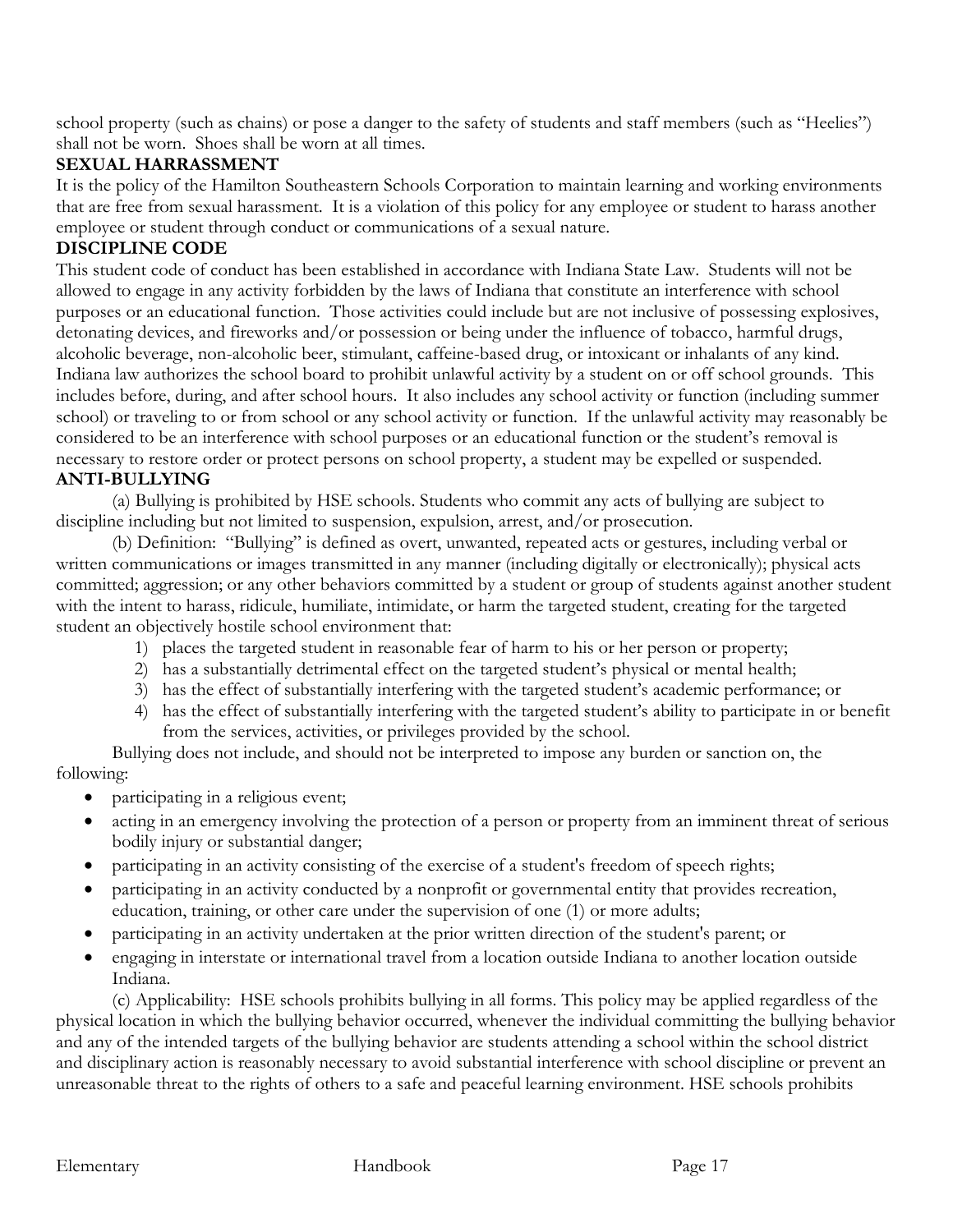school property (such as chains) or pose a danger to the safety of students and staff members (such as "Heelies") shall not be worn. Shoes shall be worn at all times.

**SEXUAL HARRASSMENT**

It is the policy of the Hamilton Southeastern Schools Corporation to maintain learning and working environments that are free from sexual harassment. It is a violation of this policy for any employee or student to harass another employee or student through conduct or communications of a sexual nature.

**DISCIPLINE CODE**

This student code of conduct has been established in accordance with Indiana State Law. Students will not be allowed to engage in any activity forbidden by the laws of Indiana that constitute an interference with school purposes or an educational function. Those activities could include but are not inclusive of possessing explosives, detonating devices, and fireworks and/or possession or being under the influence of tobacco, harmful drugs, alcoholic beverage, non-alcoholic beer, stimulant, caffeine-based drug, or intoxicant or inhalants of any kind. Indiana law authorizes the school board to prohibit unlawful activity by a student on or off school grounds. This includes before, during, and after school hours. It also includes any school activity or function (including summer school) or traveling to or from school or any school activity or function. If the unlawful activity may reasonably be considered to be an interference with school purposes or an educational function or the student's removal is necessary to restore order or protect persons on school property, a student may be expelled or suspended.

**ANTI-BULLYING**

(a) Bullying is prohibited by HSE schools. Students who commit any acts of bullying are subject to discipline including but not limited to suspension, expulsion, arrest, and/or prosecution.

(b) Definition: "Bullying" is defined as overt, unwanted, repeated acts or gestures, including verbal or written communications or images transmitted in any manner (including digitally or electronically); physical acts committed; aggression; or any other behaviors committed by a student or group of students against another student with the intent to harass, ridicule, humiliate, intimidate, or harm the targeted student, creating for the targeted student an objectively hostile school environment that:

1) places the targeted student in reasonable fear of harm to his or her person or property;
2) has a substantially detrimental effect on the targeted student's physical or mental health;
3) has the effect of substantially interfering with the targeted student's academic performance; or
4) has the effect of substantially interfering with the targeted student's ability to participate in or benefit from the services, activities, or privileges provided by the school.

Bullying does not include, and should not be interpreted to impose any burden or sanction on, the following:

- participating in a religious event;
- acting in an emergency involving the protection of a person or property from an imminent threat of serious bodily injury or substantial danger;
- participating in an activity consisting of the exercise of a student's freedom of speech rights;
- participating in an activity conducted by a nonprofit or governmental entity that provides recreation, education, training, or other care under the supervision of one (1) or more adults;
- participating in an activity undertaken at the prior written direction of the student's parent; or
- engaging in interstate or international travel from a location outside Indiana to another location outside Indiana.

(c) Applicability: HSE schools prohibits bullying in all forms. This policy may be applied regardless of the physical location in which the bullying behavior occurred, whenever the individual committing the bullying behavior and any of the intended targets of the bullying behavior are students attending a school within the school district and disciplinary action is reasonably necessary to avoid substantial interference with school discipline or prevent an unreasonable threat to the rights of others to a safe and peaceful learning environment. HSE schools prohibits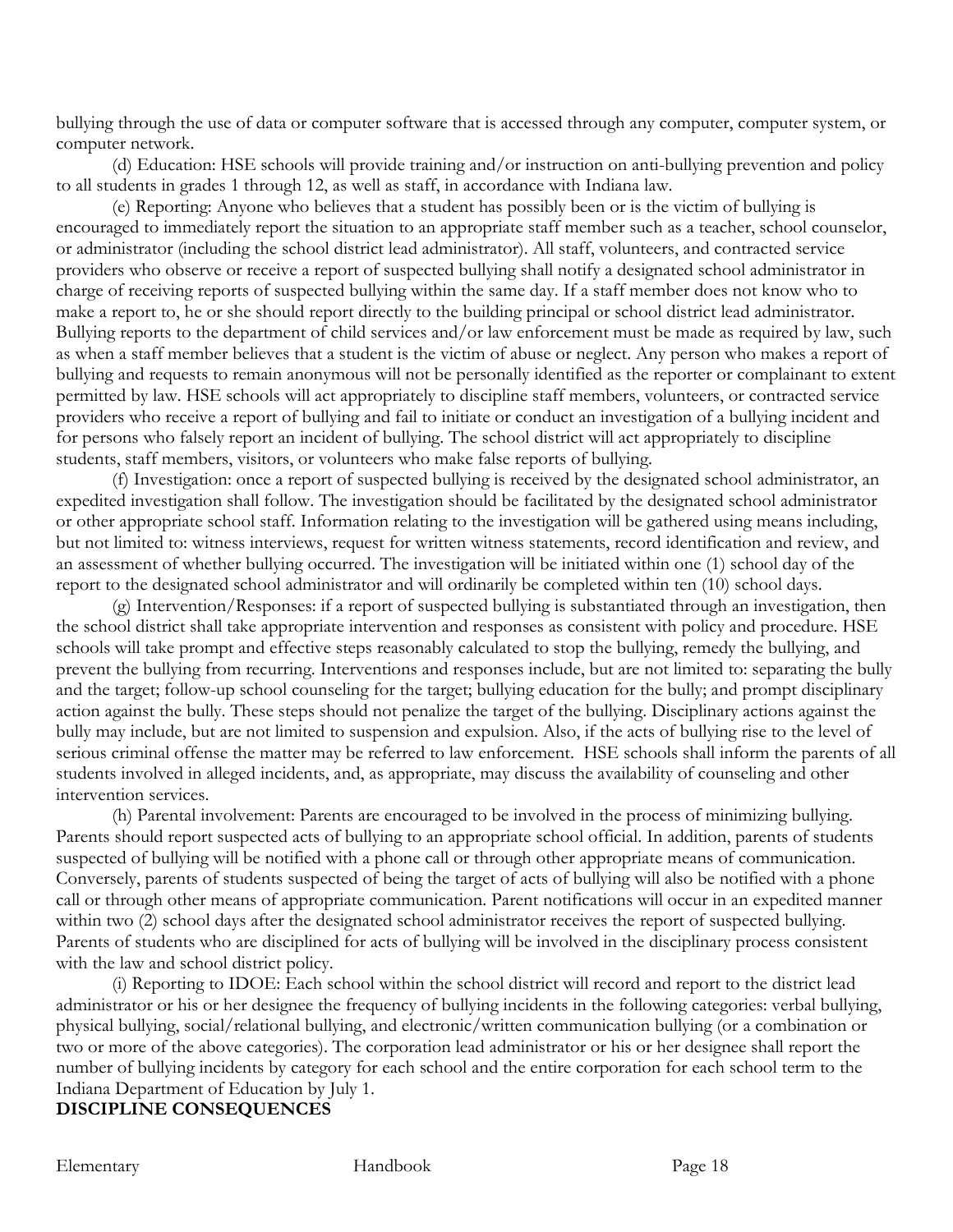bullying through the use of data or computer software that is accessed through any computer, computer system, or computer network.

(d) Education: HSE schools will provide training and/or instruction on anti-bullying prevention and policy to all students in grades 1 through 12, as well as staff, in accordance with Indiana law.

(e) Reporting: Anyone who believes that a student has possibly been or is the victim of bullying is encouraged to immediately report the situation to an appropriate staff member such as a teacher, school counselor, or administrator (including the school district lead administrator). All staff, volunteers, and contracted service providers who observe or receive a report of suspected bullying shall notify a designated school administrator in charge of receiving reports of suspected bullying within the same day. If a staff member does not know who to make a report to, he or she should report directly to the building principal or school district lead administrator. Bullying reports to the department of child services and/or law enforcement must be made as required by law, such as when a staff member believes that a student is the victim of abuse or neglect. Any person who makes a report of bullying and requests to remain anonymous will not be personally identified as the reporter or complainant to extent permitted by law. HSE schools will act appropriately to discipline staff members, volunteers, or contracted service providers who receive a report of bullying and fail to initiate or conduct an investigation of a bullying incident and for persons who falsely report an incident of bullying. The school district will act appropriately to discipline students, staff members, visitors, or volunteers who make false reports of bullying.

(f) Investigation: once a report of suspected bullying is received by the designated school administrator, an expedited investigation shall follow. The investigation should be facilitated by the designated school administrator or other appropriate school staff. Information relating to the investigation will be gathered using means including, but not limited to: witness interviews, request for written witness statements, record identification and review, and an assessment of whether bullying occurred. The investigation will be initiated within one (1) school day of the report to the designated school administrator and will ordinarily be completed within ten (10) school days.

(g) Intervention/Responses: if a report of suspected bullying is substantiated through an investigation, then the school district shall take appropriate intervention and responses as consistent with policy and procedure. HSE schools will take prompt and effective steps reasonably calculated to stop the bullying, remedy the bullying, and prevent the bullying from recurring. Interventions and responses include, but are not limited to: separating the bully and the target; follow-up school counseling for the target; bullying education for the bully; and prompt disciplinary action against the bully. These steps should not penalize the target of the bullying. Disciplinary actions against the bully may include, but are not limited to suspension and expulsion. Also, if the acts of bullying rise to the level of serious criminal offense the matter may be referred to law enforcement. HSE schools shall inform the parents of all students involved in alleged incidents, and, as appropriate, may discuss the availability of counseling and other intervention services.

(h) Parental involvement: Parents are encouraged to be involved in the process of minimizing bullying. Parents should report suspected acts of bullying to an appropriate school official. In addition, parents of students suspected of bullying will be notified with a phone call or through other appropriate means of communication. Conversely, parents of students suspected of being the target of acts of bullying will also be notified with a phone call or through other means of appropriate communication. Parent notifications will occur in an expedited manner within two (2) school days after the designated school administrator receives the report of suspected bullying. Parents of students who are disciplined for acts of bullying will be involved in the disciplinary process consistent with the law and school district policy.

(i) Reporting to IDOE: Each school within the school district will record and report to the district lead administrator or his or her designee the frequency of bullying incidents in the following categories: verbal bullying, physical bullying, social/relational bullying, and electronic/written communication bullying (or a combination or two or more of the above categories). The corporation lead administrator or his or her designee shall report the number of bullying incidents by category for each school and the entire corporation for each school term to the Indiana Department of Education by July 1.

**DISCIPLINE CONSEQUENCES**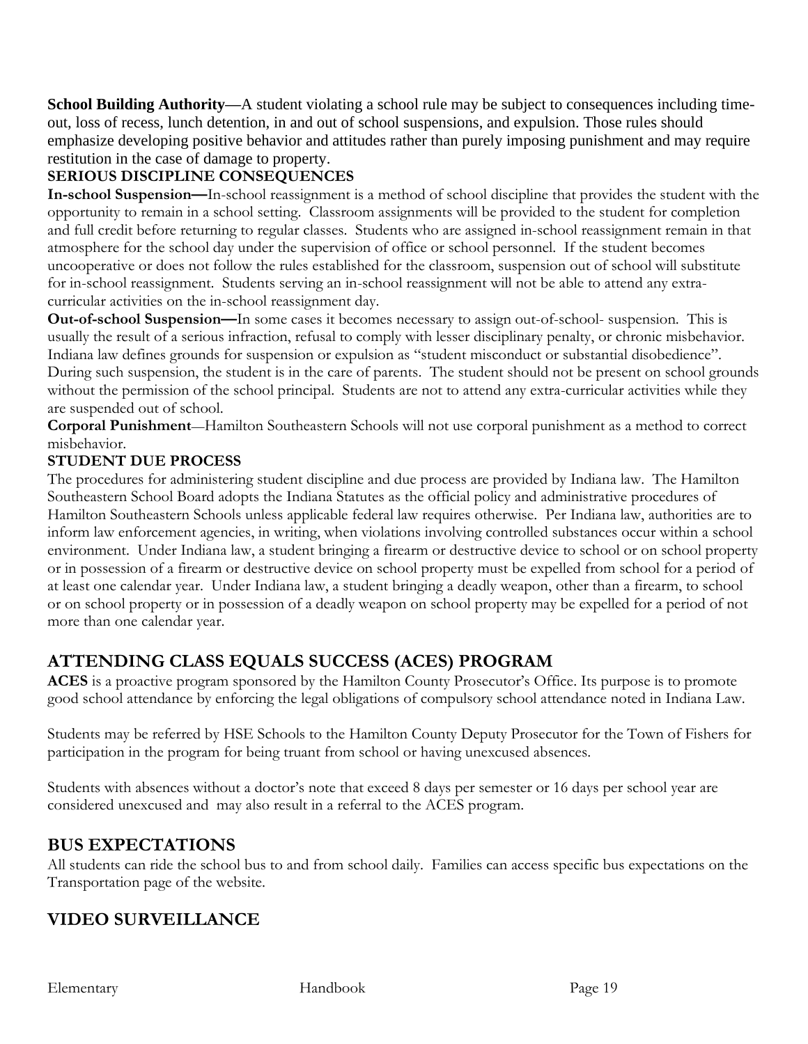**School Building Authority**—A student violating a school rule may be subject to consequences including time-out, loss of recess, lunch detention, in and out of school suspensions, and expulsion. Those rules should emphasize developing positive behavior and attitudes rather than purely imposing punishment and may require restitution in the case of damage to property.

**SERIOUS DISCIPLINE CONSEQUENCES**

**In-school Suspension—**In-school reassignment is a method of school discipline that provides the student with the opportunity to remain in a school setting. Classroom assignments will be provided to the student for completion and full credit before returning to regular classes. Students who are assigned in-school reassignment remain in that atmosphere for the school day under the supervision of office or school personnel. If the student becomes uncooperative or does not follow the rules established for the classroom, suspension out of school will substitute for in-school reassignment. Students serving an in-school reassignment will not be able to attend any extra-curricular activities on the in-school reassignment day.

**Out-of-school Suspension—**In some cases it becomes necessary to assign out-of-school- suspension. This is usually the result of a serious infraction, refusal to comply with lesser disciplinary penalty, or chronic misbehavior. Indiana law defines grounds for suspension or expulsion as "student misconduct or substantial disobedience". During such suspension, the student is in the care of parents. The student should not be present on school grounds without the permission of the school principal. Students are not to attend any extra-curricular activities while they are suspended out of school.

**Corporal Punishment**—Hamilton Southeastern Schools will not use corporal punishment as a method to correct misbehavior.

**STUDENT DUE PROCESS**

The procedures for administering student discipline and due process are provided by Indiana law. The Hamilton Southeastern School Board adopts the Indiana Statutes as the official policy and administrative procedures of Hamilton Southeastern Schools unless applicable federal law requires otherwise. Per Indiana law, authorities are to inform law enforcement agencies, in writing, when violations involving controlled substances occur within a school environment. Under Indiana law, a student bringing a firearm or destructive device to school or on school property or in possession of a firearm or destructive device on school property must be expelled from school for a period of at least one calendar year. Under Indiana law, a student bringing a deadly weapon, other than a firearm, to school or on school property or in possession of a deadly weapon on school property may be expelled for a period of not more than one calendar year.

## ATTENDING CLASS EQUALS SUCCESS (ACES) PROGRAM

**ACES** is a proactive program sponsored by the Hamilton County Prosecutor's Office. Its purpose is to promote good school attendance by enforcing the legal obligations of compulsory school attendance noted in Indiana Law.

Students may be referred by HSE Schools to the Hamilton County Deputy Prosecutor for the Town of Fishers for participation in the program for being truant from school or having unexcused absences.

Students with absences without a doctor's note that exceed 8 days per semester or 16 days per school year are considered unexcused and may also result in a referral to the ACES program.

## BUS EXPECTATIONS

All students can ride the school bus to and from school daily. Families can access specific bus expectations on the Transportation page of the website.

## VIDEO SURVEILLANCE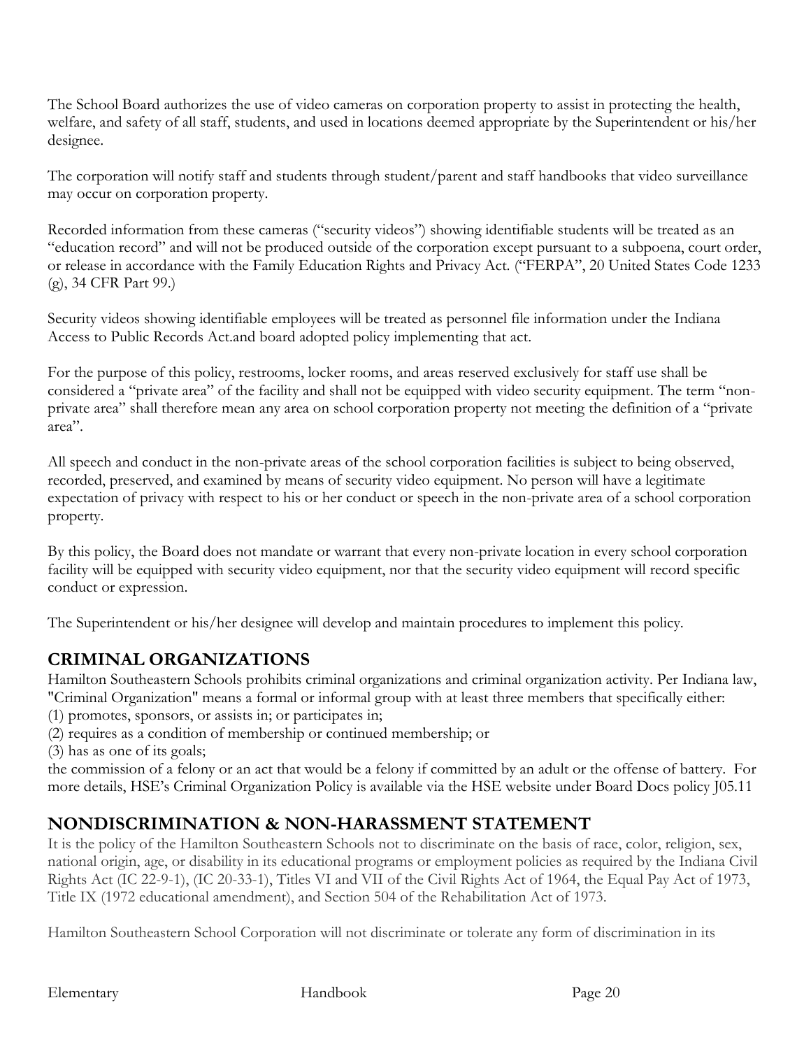The School Board authorizes the use of video cameras on corporation property to assist in protecting the health, welfare, and safety of all staff, students, and used in locations deemed appropriate by the Superintendent or his/her designee.

The corporation will notify staff and students through student/parent and staff handbooks that video surveillance may occur on corporation property.

Recorded information from these cameras ("security videos") showing identifiable students will be treated as an "education record" and will not be produced outside of the corporation except pursuant to a subpoena, court order, or release in accordance with the Family Education Rights and Privacy Act. ("FERPA", 20 United States Code 1233 (g), 34 CFR Part 99.)

Security videos showing identifiable employees will be treated as personnel file information under the Indiana Access to Public Records Act.and board adopted policy implementing that act.

For the purpose of this policy, restrooms, locker rooms, and areas reserved exclusively for staff use shall be considered a "private area" of the facility and shall not be equipped with video security equipment. The term "non-private area" shall therefore mean any area on school corporation property not meeting the definition of a "private area".

All speech and conduct in the non-private areas of the school corporation facilities is subject to being observed, recorded, preserved, and examined by means of security video equipment. No person will have a legitimate expectation of privacy with respect to his or her conduct or speech in the non-private area of a school corporation property.

By this policy, the Board does not mandate or warrant that every non-private location in every school corporation facility will be equipped with security video equipment, nor that the security video equipment will record specific conduct or expression.

The Superintendent or his/her designee will develop and maintain procedures to implement this policy.

## CRIMINAL ORGANIZATIONS

Hamilton Southeastern Schools prohibits criminal organizations and criminal organization activity. Per Indiana law, "Criminal Organization" means a formal or informal group with at least three members that specifically either:
(1) promotes, sponsors, or assists in; or participates in;
(2) requires as a condition of membership or continued membership; or
(3) has as one of its goals;
the commission of a felony or an act that would be a felony if committed by an adult or the offense of battery. For more details, HSE's Criminal Organization Policy is available via the HSE website under Board Docs policy J05.11

## NONDISCRIMINATION & NON-HARASSMENT STATEMENT

It is the policy of the Hamilton Southeastern Schools not to discriminate on the basis of race, color, religion, sex, national origin, age, or disability in its educational programs or employment policies as required by the Indiana Civil Rights Act (IC 22-9-1), (IC 20-33-1), Titles VI and VII of the Civil Rights Act of 1964, the Equal Pay Act of 1973, Title IX (1972 educational amendment), and Section 504 of the Rehabilitation Act of 1973.

Hamilton Southeastern School Corporation will not discriminate or tolerate any form of discrimination in its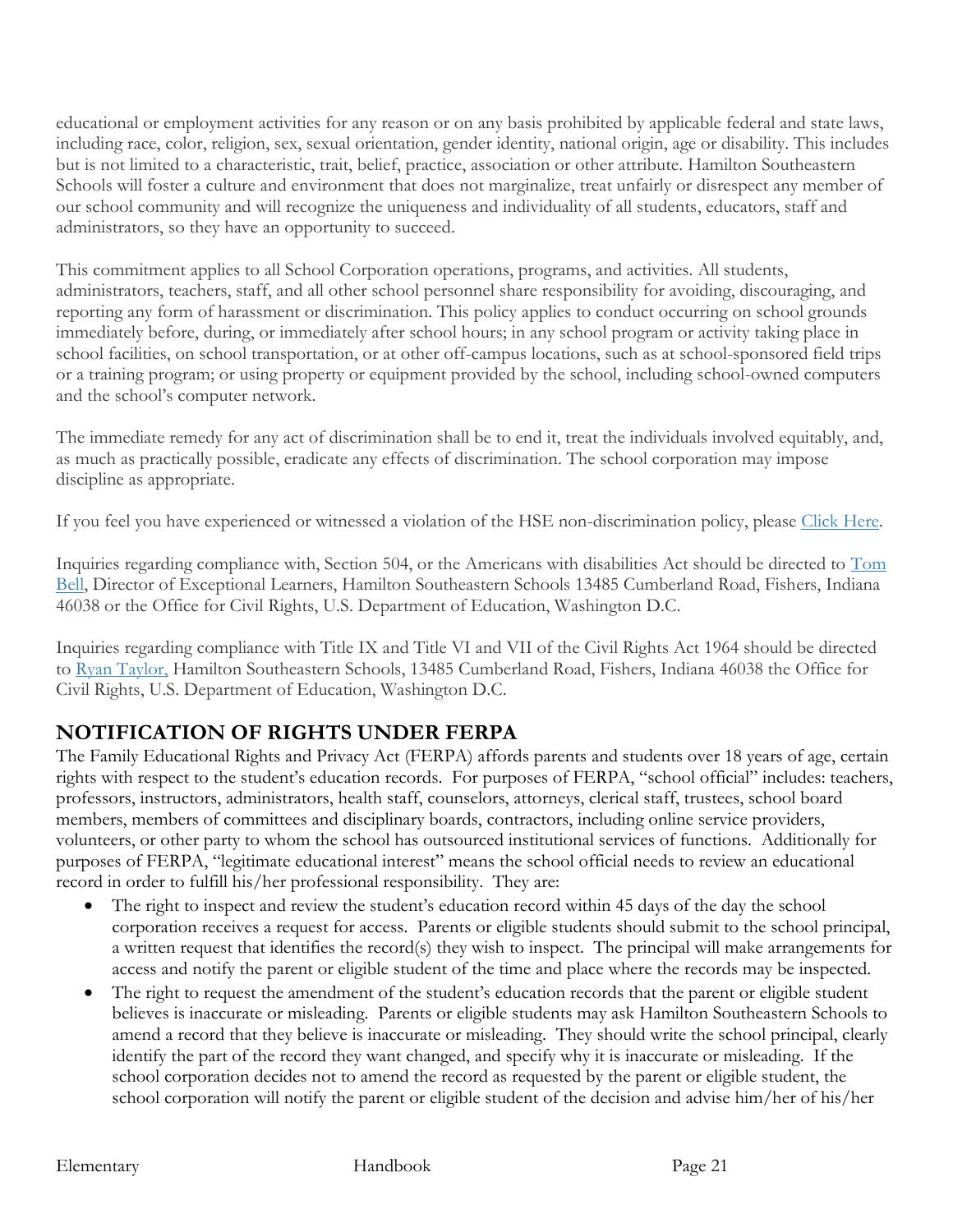educational or employment activities for any reason or on any basis prohibited by applicable federal and state laws, including race, color, religion, sex, sexual orientation, gender identity, national origin, age or disability. This includes but is not limited to a characteristic, trait, belief, practice, association or other attribute. Hamilton Southeastern Schools will foster a culture and environment that does not marginalize, treat unfairly or disrespect any member of our school community and will recognize the uniqueness and individuality of all students, educators, staff and administrators, so they have an opportunity to succeed.

This commitment applies to all School Corporation operations, programs, and activities. All students, administrators, teachers, staff, and all other school personnel share responsibility for avoiding, discouraging, and reporting any form of harassment or discrimination. This policy applies to conduct occurring on school grounds immediately before, during, or immediately after school hours; in any school program or activity taking place in school facilities, on school transportation, or at other off-campus locations, such as at school-sponsored field trips or a training program; or using property or equipment provided by the school, including school-owned computers and the school's computer network.

The immediate remedy for any act of discrimination shall be to end it, treat the individuals involved equitably, and, as much as practically possible, eradicate any effects of discrimination. The school corporation may impose discipline as appropriate.

If you feel you have experienced or witnessed a violation of the HSE non-discrimination policy, please Click Here.

Inquiries regarding compliance with, Section 504, or the Americans with disabilities Act should be directed to Tom Bell, Director of Exceptional Learners, Hamilton Southeastern Schools 13485 Cumberland Road, Fishers, Indiana 46038 or the Office for Civil Rights, U.S. Department of Education, Washington D.C.

Inquiries regarding compliance with Title IX and Title VI and VII of the Civil Rights Act 1964 should be directed to Ryan Taylor, Hamilton Southeastern Schools, 13485 Cumberland Road, Fishers, Indiana 46038 the Office for Civil Rights, U.S. Department of Education, Washington D.C.

## NOTIFICATION OF RIGHTS UNDER FERPA

The Family Educational Rights and Privacy Act (FERPA) affords parents and students over 18 years of age, certain rights with respect to the student's education records. For purposes of FERPA, "school official" includes: teachers, professors, instructors, administrators, health staff, counselors, attorneys, clerical staff, trustees, school board members, members of committees and disciplinary boards, contractors, including online service providers, volunteers, or other party to whom the school has outsourced institutional services of functions. Additionally for purposes of FERPA, "legitimate educational interest" means the school official needs to review an educational record in order to fulfill his/her professional responsibility. They are:

- The right to inspect and review the student's education record within 45 days of the day the school corporation receives a request for access. Parents or eligible students should submit to the school principal, a written request that identifies the record(s) they wish to inspect. The principal will make arrangements for access and notify the parent or eligible student of the time and place where the records may be inspected.
- The right to request the amendment of the student's education records that the parent or eligible student believes is inaccurate or misleading. Parents or eligible students may ask Hamilton Southeastern Schools to amend a record that they believe is inaccurate or misleading. They should write the school principal, clearly identify the part of the record they want changed, and specify why it is inaccurate or misleading. If the school corporation decides not to amend the record as requested by the parent or eligible student, the school corporation will notify the parent or eligible student of the decision and advise him/her of his/her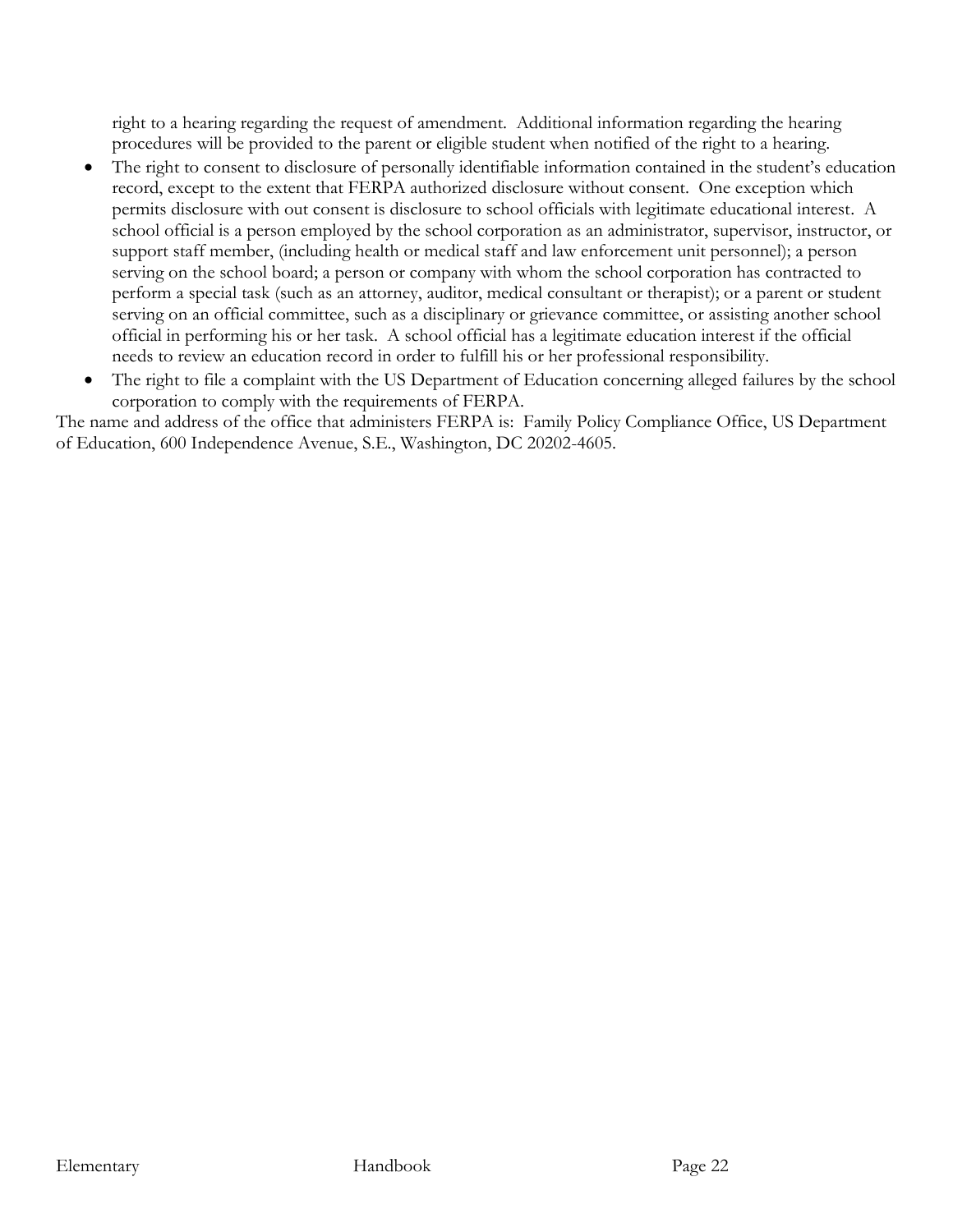right to a hearing regarding the request of amendment. Additional information regarding the hearing procedures will be provided to the parent or eligible student when notified of the right to a hearing.

- The right to consent to disclosure of personally identifiable information contained in the student's education record, except to the extent that FERPA authorized disclosure without consent. One exception which permits disclosure with out consent is disclosure to school officials with legitimate educational interest. A school official is a person employed by the school corporation as an administrator, supervisor, instructor, or support staff member, (including health or medical staff and law enforcement unit personnel); a person serving on the school board; a person or company with whom the school corporation has contracted to perform a special task (such as an attorney, auditor, medical consultant or therapist); or a parent or student serving on an official committee, such as a disciplinary or grievance committee, or assisting another school official in performing his or her task. A school official has a legitimate education interest if the official needs to review an education record in order to fulfill his or her professional responsibility.
- The right to file a complaint with the US Department of Education concerning alleged failures by the school corporation to comply with the requirements of FERPA.

The name and address of the office that administers FERPA is: Family Policy Compliance Office, US Department of Education, 600 Independence Avenue, S.E., Washington, DC 20202-4605.